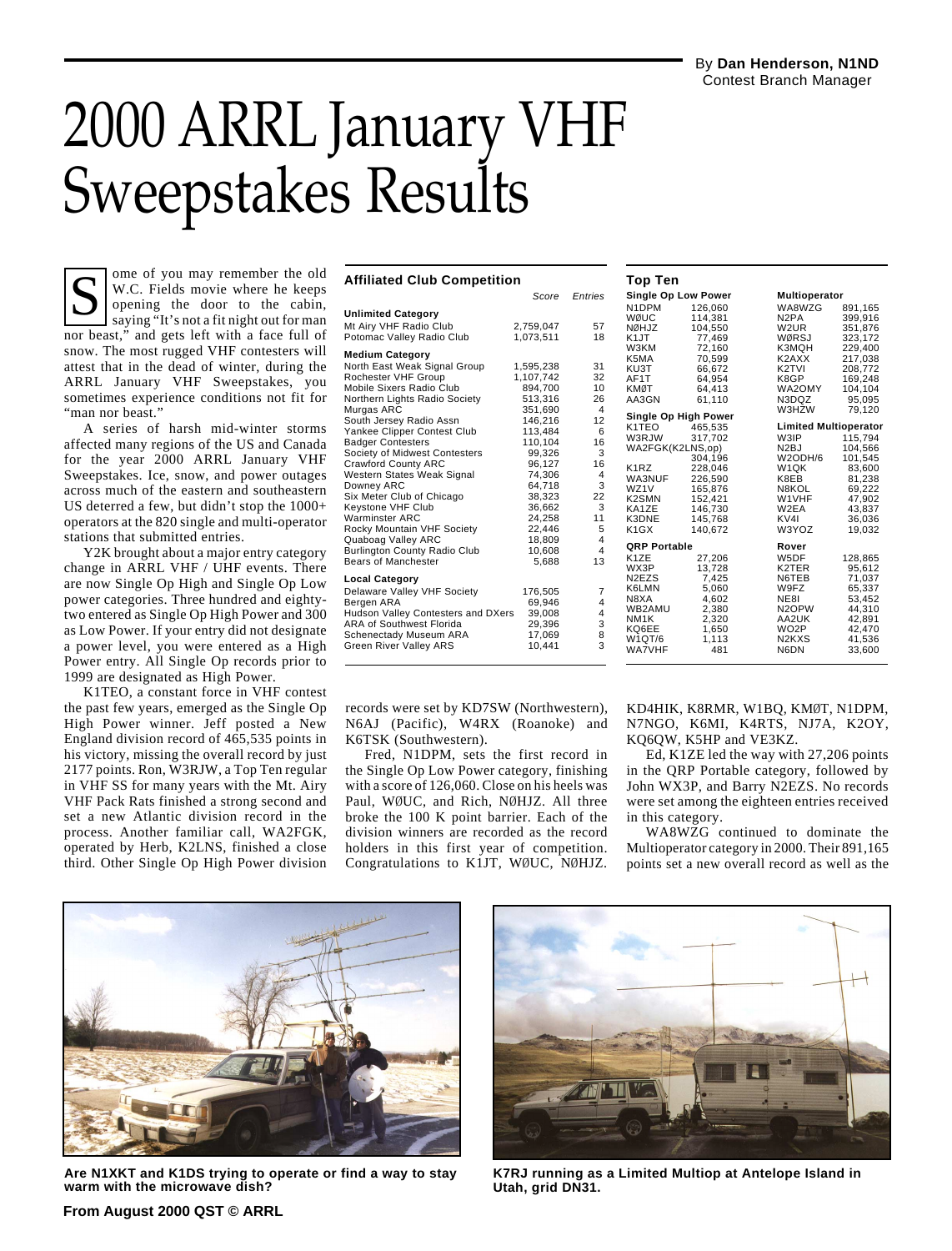By **Dan Henderson, N1ND**
Contest Branch Manager

# 2000 ARRL January VHF Sweepstakes Results

Some of you may remember the old W.C. Fields movie where he keeps opening the door to the cabin, saying "It's not a fit night out for man nor beast," and gets left with a face full of snow. The most rugged VHF contesters will attest that in the dead of winter, during the ARRL January VHF Sweepstakes, you sometimes experience conditions not fit for "man nor beast."

A series of harsh mid-winter storms affected many regions of the US and Canada for the year 2000 ARRL January VHF Sweepstakes. Ice, snow, and power outages across much of the eastern and southeastern US deterred a few, but didn't stop the 1000+ operators at the 820 single and multi-operator stations that submitted entries.

Y2K brought about a major entry category change in ARRL VHF / UHF events. There are now Single Op High and Single Op Low power categories. Three hundred and eighty-two entered as Single Op High Power and 300 as Low Power. If your entry did not designate a power level, you were entered as a High Power entry. All Single Op records prior to 1999 are designated as High Power.

K1TEO, a constant force in VHF contest the past few years, emerged as the Single Op High Power winner. Jeff posted a New England division record of 465,535 points in his victory, missing the overall record by just 2177 points. Ron, W3RJW, a Top Ten regular in VHF SS for many years with the Mt. Airy VHF Pack Rats finished a strong second and set a new Atlantic division record in the process. Another familiar call, WA2FGK, operated by Herb, K2LNS, finished a close third. Other Single Op High Power division records were set by KD7SW (Northwestern), N6AJ (Pacific), W4RX (Roanoke) and K6TSK (Southwestern).

Fred, N1DPM, sets the first record in the Single Op Low Power category, finishing with a score of 126,060. Close on his heels was Paul, WØUC, and Rich, NØHJZ. All three broke the 100 K point barrier. Each of the division winners are recorded as the record holders in this first year of competition. Congratulations to K1JT, WØUC, NØHJZ, KD4HIK, K8RMR, W1BQ, KMØT, N1DPM, N7NGO, K6MI, K4RTS, NJ7A, K2OY, KQ6QW, K5HP and VE3KZ.

Ed, K1ZE led the way with 27,206 points in the QRP Portable category, followed by John WX3P, and Barry N2EZS. No records were set among the eighteen entries received in this category.

WA8WZG continued to dominate the Multioperator category in 2000. Their 891,165 points set a new overall record as well as the

### Affiliated Club Competition

| | Score | Entries |
|---|---|---|
| **Unlimited Category** | | |
| Mt Airy VHF Radio Club | 2,759,047 | 57 |
| Potomac Valley Radio Club | 1,073,511 | 18 |
| **Medium Category** | | |
| North East Weak Signal Group | 1,595,238 | 31 |
| Rochester VHF Group | 1,107,742 | 32 |
| Mobile Sixers Radio Club | 894,700 | 10 |
| Northern Lights Radio Society | 513,316 | 26 |
| Murgas ARC | 351,690 | 4 |
| South Jersey Radio Assn | 146,216 | 12 |
| Yankee Clipper Contest Club | 113,484 | 6 |
| Badger Contesters | 110,104 | 16 |
| Society of Midwest Contesters | 99,326 | 3 |
| Crawford County ARC | 96,127 | 16 |
| Western States Weak Signal | 74,306 | 4 |
| Downey ARC | 64,718 | 3 |
| Six Meter Club of Chicago | 38,323 | 22 |
| Keystone VHF Club | 36,662 | 3 |
| Warminster ARC | 24,258 | 11 |
| Rocky Mountain VHF Society | 22,446 | 5 |
| Quaboag Valley ARC | 18,809 | 4 |
| Burlington County Radio Club | 10,608 | 4 |
| Bears of Manchester | 5,688 | 13 |
| **Local Category** | | |
| Delaware Valley VHF Society | 176,505 | 7 |
| Bergen ARA | 69,946 | 4 |
| Hudson Valley Contesters and DXers | 39,008 | 4 |
| ARA of Southwest Florida | 29,396 | 3 |
| Schenectady Museum ARA | 17,069 | 8 |
| Green River Valley ARS | 10,441 | 3 |

### Top Ten

| Single Op Low Power | | Multioperator | |
|---|---|---|---|
| N1DPM | 126,060 | WA8WZG | 891,165 |
| WØUC | 114,381 | N2PA | 399,916 |
| NØHJZ | 104,550 | W2UR | 351,876 |
| K1JT | 77,469 | WØRSJ | 323,172 |
| W3KM | 72,160 | K3MQH | 229,400 |
| K5MA | 70,599 | K2AXX | 217,038 |
| KU3T | 66,672 | K2TVI | 208,772 |
| AF1T | 64,954 | K8GP | 169,248 |
| KMØT | 64,413 | WA2OMY | 104,104 |
| AA3GN | 61,110 | N3DQZ | 95,095 |
| | | W3HZW | 79,120 |
| **Single Op High Power** | | **Limited Multioperator** | |
| K1TEO | 465,535 | W3IP | 115,794 |
| W3RJW | 317,702 | N2BJ | 104,566 |
| WA2FGK(K2LNS,op) | 304,196 | W2ODH/6 | 101,545 |
| K1RZ | 228,046 | W1QK | 83,600 |
| WA3NUF | 226,590 | K8EB | 81,238 |
| WZ1V | 165,876 | N8KOL | 69,222 |
| K2SMN | 152,421 | W1VHF | 47,902 |
| KA1ZE | 146,730 | W2EA | 43,837 |
| K3DNE | 145,768 | KV4I | 36,036 |
| K1GX | 140,672 | W3YOZ | 19,032 |
| **QRP Portable** | | **Rover** | |
| K1ZE | 27,206 | W5DF | 128,865 |
| WX3P | 13,728 | K2TER | 95,612 |
| N2EZS | 7,425 | N6TEB | 71,037 |
| K6LMN | 5,060 | W9FZ | 65,337 |
| N8XA | 4,602 | NE8I | 53,452 |
| WB2AMU | 2,380 | N2OPW | 44,310 |
| NM1K | 2,320 | AA2UK | 42,891 |
| KQ6EE | 1,650 | WO2P | 42,470 |
| W1QT/6 | 1,113 | N2KXS | 41,536 |
| WA7VHF | 481 | N6DN | 33,600 |

Are N1XKT and K1DS trying to operate or find a way to stay warm with the microwave dish?

K7RJ running as a Limited Multiop at Antelope Island in Utah, grid DN31.

From August 2000 QST © ARRL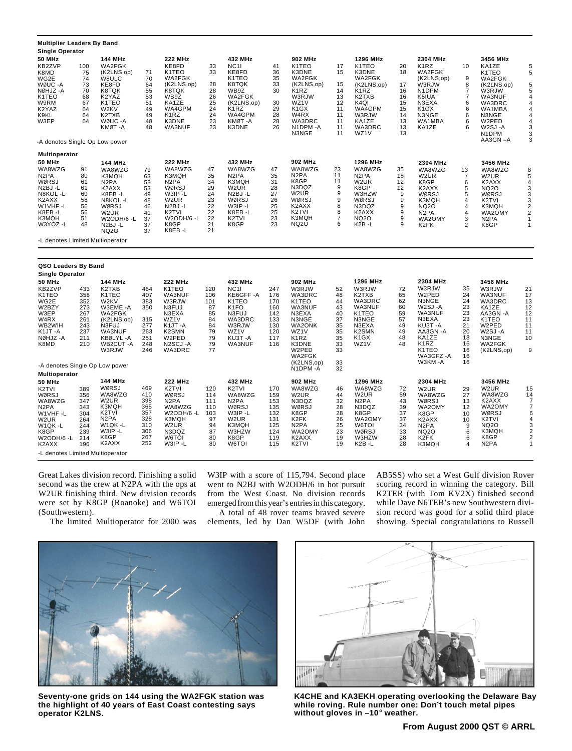## Multiplier Leaders By Band

### Single Operator

| 50 MHz | | 144 MHz | | 222 MHz | | 432 MHz | | 902 MHz | | 1296 MHz | | 2304 MHz | | 3456 MHz | |
|---|---|---|---|---|---|---|---|---|---|---|---|---|---|---|---|
| KB2ZVP | 100 | WA2FGK (K2LNS,op) | 71 | KE8FD | 33 | NC1I | 41 | K1TEO | 17 | K1TEO | 20 | K1RZ | 10 | KA1ZE | 5 |
| K8MD | 75 | W8ULC | 70 | K1TEO | 33 | KE8FD | 36 | K3DNE | 15 | K3DNE | 18 | WA2FGK (K2LNS,op) | 9 | K1TEO | 5 |
| WG2E | 74 | KE8FD | 64 | WA2FGK (K2LNS,op) | 28 | K1TEO | 35 | WA2FGK (K2LNS,op) | 15 | WA2FGK (K2LNS,op) | 17 | W3RJW | 8 | WA2FGK (K2LNS,op) | 5 |
| WØUC -A | 73 | K8TQK | 55 | K8TQK | 28 | K8TQK | 33 | K1RZ | 14 | K1RZ | 16 | N1DPM | 7 | W3RJW | 5 |
| NØHJZ -A | 70 | K2YAZ | 53 | WB9Z | 26 | WB9Z | 30 | W3RJW | 13 | K2TXB | 16 | K5IUA | 7 | WA3NUF | 4 |
| K1TEO | 68 | K1TEO | 51 | KA1ZE | 25 | WA2FGK (K2LNS,op) | 30 | WZ1V | 12 | K4QI | 15 | N3EXA | 6 | WA3DRC | 4 |
| W9RM | 67 | W2KV | 49 | WA4GPM | 24 | K1RZ | 29 | K1GX | 11 | WA4GPM | 15 | K1GX | 6 | WA1MBA | 4 |
| K2YAZ | 64 | K2TXB | 49 | K1RZ | 24 | WA4GPM | 28 | W4RX | 11 | W3RJW | 14 | N3NGE | 6 | N3NGE | 4 |
| K9KL | 64 | WØUC -A | 48 | K3DNE | 23 | KMØT -A | 28 | WA3DRC | 11 | KA1ZE | 13 | WA1MBA | 6 | W2PED | 4 |
| W3EP | 64 | KMØT -A | 48 | WA3NUF | 23 | K3DNE | 26 | N1DPM -A | 11 | WA3DRC | 13 | KA1ZE | 6 | W2SJ -A | 3 |
| | | | | | | | | N3NGE | 11 | WZ1V | 13 | | | N1DPM | 3 |
| | | | | | | | | | | | | | | AA3GN –A | 3 |

-A denotes Single Op Low power

### Multioperator

| 50 MHz | | 144 MHz | | 222 MHz | | 432 MHz | | 902 MHz | | 1296 MHz | | 2304 MHz | | 3456 MHz | |
|---|---|---|---|---|---|---|---|---|---|---|---|---|---|---|---|
| WA8WZG | 91 | WA8WZG | 79 | WA8WZG | 47 | WA8WZG | 47 | WA8WZG | 23 | WA8WZG | 35 | WA8WZG | 13 | WA8WZG | 8 |
| N2PA | 80 | K3MQH | 63 | K3MQH | 35 | N2PA | 35 | N2PA | 11 | N2PA | 18 | W2UR | 7 | W2UR | 5 |
| WØRSJ | 61 | N2PA | 58 | N2PA | 34 | K3MQH | 31 | K8GP | 11 | W2UR | 12 | K8GP | 6 | K2AXX | 4 |
| N2BJ -L | 61 | K2AXX | 53 | WØRSJ | 29 | W2UR | 28 | N3DQZ | 9 | K8GP | 12 | K2AXX | 5 | NQ2O | 3 |
| N8KOL -L | 60 | K8EB -L | 49 | W3IP -L | 24 | N2BJ -L | 27 | W2UR | 9 | W3HZW | 9 | WØRSJ | 5 | WØRSJ | 3 |
| K2AXX | 58 | N8KOL -L | 48 | W2UR | 23 | WØRSJ | 26 | WØRSJ | 9 | WØRSJ | 9 | K3MQH | 4 | K2TVI | 3 |
| W1VHF -L | 56 | WØRSJ | 46 | N2BJ -L | 22 | W3IP -L | 25 | K2AXX | 8 | N3DQZ | 9 | NQ2O | 4 | K3MQH | 2 |
| K8EB -L | 56 | W2UR | 41 | K2TVI | 22 | K8EB -L | 25 | K2TVI | 8 | K2AXX | 9 | N2PA | 4 | WA2OMY | 2 |
| K3MQH | 51 | W2ODH/6 -L | 37 | W2ODH/6 -L | 22 | K2TVI | 23 | K3MQH | 7 | NQ2O | 9 | WA2OMY | 3 | N2PA | 1 |
| W3YOZ -L | 48 | N2BJ -L | 37 | K8GP | 21 | K8GP | 23 | NQ2O | 6 | K2B -L | 9 | K2FK | 2 | K8GP | 1 |
| | | NQ2O | 37 | K8EB -L | 21 | | | | | | | | | | |

-L denotes Limited Multioperator

## QSO Leaders By Band

### Single Operator

| 50 MHz | | 144 MHz | | 222 MHz | | 432 MHz | | 902 MHz | | 1296 MHz | | 2304 MHz | | 3456 MHz | |
|---|---|---|---|---|---|---|---|---|---|---|---|---|---|---|---|
| KB2ZVP | 433 | K2TXB | 464 | K1TEO | 120 | NC1I | 247 | W3RJW | 52 | W3RJW | 72 | W3RJW | 35 | W3RJW | 21 |
| K1TEO | 358 | K1TEO | 407 | WA3NUF | 106 | KE6GFF -A | 176 | WA3DRC | 48 | K2TXB | 65 | W2PED | 24 | WA3NUF | 17 |
| WG2E | 352 | W2KV | 383 | W3RJW | 101 | K1TEO | 170 | K1TEO | 44 | WA3DRC | 62 | N3NGE | 24 | WA3DRC | 13 |
| WØBZY | 273 | W3EME -A | 350 | N3FUJ | 87 | K1FO | 160 | WA3NUF | 43 | WA3NUF | 60 | W2SJ -A | 23 | KA1ZE | 12 |
| W3EP | 267 | WA2FGK (K2LNS,op) | 315 | N3EXA | 85 | N3FUJ | 142 | N3EXA | 40 | K1TEO | 59 | WA3NUF | 23 | AA3GN -A | 12 |
| W4RX | 261 | N3FUJ | 277 | WZ1V | 84 | WA3DRC | 133 | N3NGE | 37 | N3NGE | 57 | N3EXA | 23 | K1TEO | 11 |
| WB2WIH | 243 | WA3NUF | 263 | K1JT -A | 84 | W3RJW | 130 | WA2ONK | 35 | N3EXA | 49 | KU3T -A | 21 | W2PED | 11 |
| K1JT -A | 237 | KBØLYL -A | 251 | K2SMN | 79 | WZ1V | 120 | WZ1V | 35 | K2SMN | 49 | AA3GN -A | 20 | W2SJ -A | 11 |
| NØHJZ -A | 211 | WB2CUT -A | 248 | W2PED | 79 | KU3T -A | 117 | K1RZ | 35 | K1GX | 48 | KA1ZE | 18 | N3NGE | 10 |
| K8MD | 210 | W3RJW | 246 | N2SCJ -A | 79 | WA3NUF | 116 | K3DNE | 33 | WZ1V | 48 | K1RZ | 16 | WA2FGK (K2LNS,op) | 9 |
| | | | | WA3DRC | 77 | | | W2PED | 33 | | | K1TEO | 16 | | |
| | | | | | | | | WA2FGK (K2LNS,op) | 33 | | | WA3GFZ -A | 16 | | |
| | | | | | | | | N1DPM -A | 32 | | | W3KM -A | 16 | | |

-A denotes Single Op Low power

### Multioperator

| 50 MHz | | 144 MHz | | 222 MHz | | 432 MHz | | 902 MHz | | 1296 MHz | | 2304 MHz | | 3456 MHz | |
|---|---|---|---|---|---|---|---|---|---|---|---|---|---|---|---|
| K2TVI | 389 | WØRSJ | 469 | K2TVI | 120 | K2TVI | 170 | WA8WZG | 46 | WA8WZG | 72 | W2UR | 29 | W2UR | 15 |
| WØRSJ | 356 | WA8WZG | 410 | WØRSJ | 114 | WA8WZG | 159 | W2UR | 44 | W2UR | 59 | WA8WZG | 27 | WA8WZG | 14 |
| WA8WZG | 347 | W2UR | 398 | N2PA | 111 | N2PA | 153 | N3DQZ | 32 | N2PA | 43 | WØRSJ | 13 | K2AXX | 7 |
| N2PA | 343 | K3MQH | 365 | WA8WZG | 110 | WØRSJ | 135 | WØRSJ | 28 | N3DQZ | 39 | WA2OMY | 12 | WA2OMY | 7 |
| W1VHF -L | 304 | K2TVI | 357 | W2ODH/6 -L | 103 | W3IP -L | 132 | K8GP | 28 | K8GP | 37 | K8GP | 10 | WØRSJ | 6 |
| W2UR | 264 | N2PA | 328 | K3MQH | 97 | W2UR | 131 | K2FK | 26 | WA2OMY | 37 | K2AXX | 10 | K2TVI | 4 |
| W1QK -L | 244 | W1QK -L | 310 | W2UR | 94 | K3MQH | 125 | N2PA | 25 | W6TOI | 34 | N2PA | 9 | NQ2O | 3 |
| K8GP | 239 | W3IP -L | 306 | N3DQZ | 87 | W3HZW | 124 | WA2OMY | 23 | WØRSJ | 33 | NQ2O | 6 | K3MQH | 2 |
| W2ODH/6 -L | 214 | K8GP | 267 | W6TOI | 80 | K8GP | 119 | K2AXX | 19 | W3HZW | 28 | K2FK | 6 | K8GP | 2 |
| K2AXX | 196 | K2AXX | 252 | W3IP -L | 80 | W6TOI | 115 | K2TVI | 19 | K2B -L | 28 | K3MQH | 4 | N2PA | 1 |

-L denotes Limited Multioperator

Great Lakes division record. Finishing a solid second was the crew at N2PA with the ops at W2UR finishing third. New division records were set by K8GP (Roanoke) and W6TOI (Southwestern).

The limited Multioperator for 2000 was W3IP with a score of 115,794. Second place went to N2BJ with W2ODH/6 in hot pursuit from the West Coast. No division records emerged from this year's entries in this category.

A total of 48 rover teams braved severe elements, led by Dan W5DF (with John AB5SS) who set a West Gulf division Rover scoring record in winning the category. Bill K2TER (with Tom KV2X) finished second while Dave N6TEB's new Southwestern division record was good for a solid third place showing. Special congratulations to Russell

**Seventy-one grids on 144 using the WA2FGK station was the highlight of 40 years of East Coast contesting says operator K2LNS.**

**K4CHE and KA3EKH operating overlooking the Delaware Bay while roving. Rule number one: Don't touch metal pipes without gloves in –10° weather.**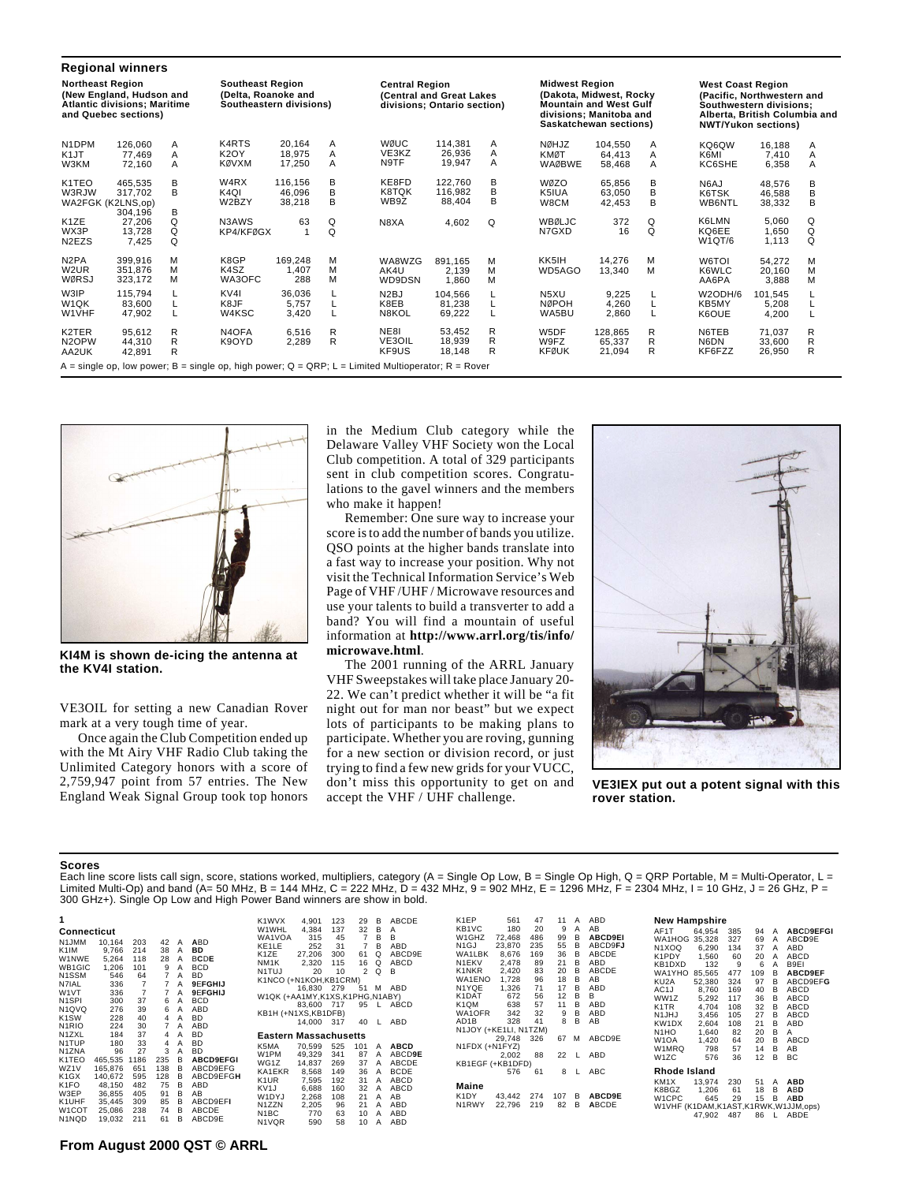## Regional winners

| Northeast Region (New England, Hudson and Atlantic divisions; Maritime and Quebec sections) | | | Southeast Region (Delta, Roanoke and Southeastern divisions) | | | Central Region (Central and Great Lakes divisions; Ontario section) | | | Midwest Region (Dakota, Midwest, Rocky Mountain and West Gulf divisions; Manitoba and Saskatchewan sections) | | | West Coast Region (Pacific, Northwestern and Southwestern divisions; Alberta, British Columbia and NWT/Yukon sections) | | |
|---|---|---|---|---|---|---|---|---|---|---|---|---|---|---|
| N1DPM | 126,060 | A | K4RTS | 20,164 | A | WØUC | 114,381 | A | NØHJZ | 104,550 | A | KQ6QW | 16,188 | A |
| K1JT | 77,469 | A | K2OY | 18,975 | A | VE3KZ | 26,936 | A | KMØT | 64,413 | A | K6MI | 7,410 | A |
| W3KM | 72,160 | A | KØVXM | 17,250 | A | N9TF | 19,947 | A | WAØBWE | 58,468 | A | KC6SHE | 6,358 | A |
| K1TEO | 465,535 | B | W4RX | 116,156 | B | KE8FD | 122,760 | B | WØZO | 65,856 | B | N6AJ | 48,576 | B |
| W3RJW | 317,702 | B | K4QI | 46,096 | B | K8TQK | 116,982 | B | K5IUA | 63,050 | B | K6TSK | 46,588 | B |
| WA2FGK (K2LNS,op) | 304,196 | B | W2BZY | 38,218 | B | WB9Z | 88,404 | B | W8CM | 42,453 | B | WB6NTL | 38,332 | B |
| K1ZE | 27,206 | Q | N3AWS | 63 | Q | N8XA | 4,602 | Q | WBØLJC | 372 | Q | K6LMN | 5,060 | Q |
| WX3P | 13,728 | Q | KP4/KFØGX | 1 | Q | | | | N7GXD | 16 | Q | KQ6EE | 1,650 | Q |
| N2EZS | 7,425 | Q | | | | | | | | | | W1QT/6 | 1,113 | Q |
| N2PA | 399,916 | M | K8GP | 169,248 | M | WA8WZG | 891,165 | M | KK5IH | 14,276 | M | W6TOI | 54,272 | M |
| W2UR | 351,876 | M | K4SZ | 1,407 | M | AK4U | 2,139 | M | WD5AGO | 13,340 | M | K6WLC | 20,160 | M |
| WØRSJ | 323,172 | M | WA3OFC | 288 | M | WD9DSN | 1,860 | M | | | | AA6PA | 3,888 | M |
| W3IP | 115,794 | L | KV4I | 36,036 | L | N2BJ | 104,566 | L | N5XU | 9,225 | L | W2ODH/6 | 101,545 | L |
| W1QK | 83,600 | L | K8JF | 5,757 | L | K8EB | 81,238 | L | NØPOH | 4,260 | L | KB5MY | 5,208 | L |
| W1VHF | 47,902 | L | W4KSC | 3,420 | L | N8KOL | 69,222 | L | WA5BU | 2,860 | L | K6OUE | 4,200 | L |
| K2TER | 95,612 | R | N4OFA | 6,516 | R | NE8I | 53,452 | R | W5DF | 128,865 | R | N6TEB | 71,037 | R |
| N2OPW | 44,310 | R | K9OYD | 2,289 | R | VE3OIL | 18,939 | R | W9FZ | 65,337 | R | N6DN | 33,600 | R |
| AA2UK | 42,891 | R | | | | KF9US | 18,148 | R | KFØUK | 21,094 | R | KF6FZZ | 26,950 | R |

A = single op, low power; B = single op, high power; Q = QRP; L = Limited Multioperator; R = Rover

**KI4M is shown de-icing the antenna at the KV4I station.**

VE3OIL for setting a new Canadian Rover mark at a very tough time of year.

Once again the Club Competition ended up with the Mt Airy VHF Radio Club taking the Unlimited Category honors with a score of 2,759,947 point from 57 entries. The New England Weak Signal Group took top honors in the Medium Club category while the Delaware Valley VHF Society won the Local Club competition. A total of 329 participants sent in club competition scores. Congratulations to the gavel winners and the members who make it happen!

Remember: One sure way to increase your score is to add the number of bands you utilize. QSO points at the higher bands translate into a fast way to increase your position. Why not visit the Technical Information Service's Web Page of VHF/UHF/Microwave resources and use your talents to build a transverter to add a band? You will find a mountain of useful information at **http://www.arrl.org/tis/info/microwave.html**.

The 2001 running of the ARRL January VHF Sweepstakes will take place January 20-22. We can't predict whether it will be "a fit night out for man nor beast" but we expect lots of participants to be making plans to participate. Whether you are roving, gunning for a new section or division record, or just trying to find a few new grids for your VUCC, don't miss this opportunity to get on and accept the VHF / UHF challenge.

**VE3IEX put out a potent signal with this rover station.**

## Scores

Each line score lists call sign, score, stations worked, multipliers, category (A = Single Op Low, B = Single Op High, Q = QRP Portable, M = Multi-Operator, L = Limited Multi-Op) and band (A= 50 MHz, B = 144 MHz, C = 222 MHz, D = 432 MHz, 9 = 902 MHz, E = 1296 MHz, F = 2304 MHz, I = 10 GHz, J = 26 GHz, P = 300 GHz+). Single Op Low and High Power Band winners are shown in bold.

**1**

**Connecticut**

| | | | | | |
|---|---|---|---|---|---|
| N1JMM | 10,164 | 203 | 42 | A | **A**BD |
| K1IM | 9,766 | 214 | 38 | A | **BD** |
| W1NWE | 5,264 | 118 | 28 | A | BC**D**E |
| WB1GIC | 1,206 | 101 | 9 | A | BCD |
| N1SSM | 546 | 64 | 7 | A | BD |
| N7IAL | 336 | 7 | 7 | A | **9EFGHIJ** |
| W1VT | 336 | 7 | 7 | A | **9EFGHIJ** |
| N1SPI | 300 | 37 | 6 | A | BCD |
| N1QVQ | 276 | 39 | 6 | A | ABD |
| K1SW | 228 | 40 | 4 | A | BD |
| N1RIO | 224 | 30 | 7 | A | ABD |
| N1ZXL | 184 | 37 | 4 | A | BD |
| N1TUP | 180 | 33 | 4 | A | BD |
| N1ZNA | 96 | 27 | 3 | A | BD |
| K1TEO | 465,535 | 1186 | 235 | B | **ABCD9EFGI** |
| WZ1V | 165,876 | 651 | 138 | B | ABCD9EFG |
| K1GX | 140,672 | 595 | 128 | B | ABCD9EFG**H** |
| K1FO | 48,150 | 482 | 75 | B | ABD |
| W3EP | 36,855 | 405 | 91 | B | AB |
| K1UHF | 35,445 | 309 | 85 | B | ABCD9EF**I** |
| W1COT | 25,086 | 238 | 74 | B | ABCDE |
| N1NQD | 19,032 | 211 | 61 | B | ABCD9E |
| K1WVX | 4,901 | 123 | 29 | B | ABCDE |
| W1WHL | 4,384 | 137 | 32 | B | A |
| WA1VOA | 315 | 45 | 7 | B | B |
| KE1LE | 252 | 31 | 7 | B | ABD |
| K1ZE | 27,206 | 300 | 61 | Q | ABCD9E |
| NM1K | 2,320 | 115 | 16 | Q | ABCD |
| N1TUJ | 20 | 10 | 2 | Q | B |
| K1NCO (+N1KOH,KB1CRM) | | | | | |
| | 16,830 | 279 | 51 | M | ABD |
| W1QK (+AA1MY,K1XS,K1PHG,N1ABY) | | | | | |
| | 83,600 | 717 | 95 | L | ABCD |
| KB1H (+N1XS,KB1DFB) | | | | | |
| | 14,000 | 317 | 40 | L | ABD |

**Eastern Massachusetts**

| | | | | | |
|---|---|---|---|---|---|
| K5MA | 70,599 | 525 | 101 | A | **ABCD** |
| W1PM | 49,329 | 341 | 87 | A | ABCD**9E** |
| WG1Z | 14,837 | 269 | 37 | A | ABCDE |
| KA1EKR | 8,568 | 149 | 36 | A | BCDE |
| K1UR | 7,595 | 192 | 31 | A | ABCD |
| KV1J | 6,688 | 160 | 32 | A | ABCD |
| W1DYJ | 2,268 | 108 | 21 | A | AB |
| N1ZZN | 2,205 | 96 | 21 | A | ABD |
| N1BC | 770 | 63 | 10 | A | ABD |
| N1VQR | 590 | 58 | 10 | A | ABD |
| K1EP | 561 | 47 | 11 | A | ABD |
| KB1VC | 180 | 20 | 9 | A | AB |
| W1GHZ | 72,468 | 486 | 99 | B | **ABCD9EI** |
| N1GJ | 23,870 | 235 | 55 | B | ABCD9F**J** |
| WA1LBK | 8,676 | 169 | 36 | B | ABCDE |
| N1EKV | 2,478 | 89 | 21 | B | ABD |
| K1NKR | 2,420 | 83 | 20 | B | ABCDE |
| WA1ENO | 1,728 | 96 | 18 | B | AB |
| N1YQE | 1,326 | 71 | 17 | B | ABD |
| K1DAT | 672 | 56 | 12 | B | B |
| K1QM | 638 | 57 | 11 | B | ABD |
| WA1OFR | 342 | 32 | 9 | B | ABD |
| AD1B | 328 | 41 | 8 | B | AB |
| N1JOY (+KE1LI, N1TZM) | | | | | |
| | 29,748 | 326 | 67 | M | ABCD9E |
| N1FDX (+N1FYZ) | | | | | |
| | 2,002 | 88 | 22 | L | ABD |
| KB1EGF (+KB1DFD) | | | | | |
| | 576 | 61 | 8 | L | ABC |

**Maine**

| | | | | | |
|---|---|---|---|---|---|
| K1DY | 43,442 | 274 | 107 | B | **ABCD9E** |
| N1RWY | 22,796 | 219 | 82 | B | A**B**CDE |

**New Hampshire**

| | | | | | |
|---|---|---|---|---|---|
| AF1T | 64,954 | 385 | 94 | A | **ABCD9EFGI** |
| WA1HOG | 35,328 | 327 | 69 | A | ABC**D**9E |
| N1XOQ | 6,290 | 134 | 37 | A | ABD |
| K1PDY | 1,560 | 60 | 20 | A | ABCD |
| KB1DXD | 132 | 9 | 6 | A | B9EI |
| WA1YHO | 85,565 | 477 | 109 | B | **ABCD9EF** |
| KU2A | 52,380 | 324 | 97 | B | ABCD9EF**G** |
| AC1J | 8,760 | 169 | 40 | B | ABCD |
| WW1Z | 5,292 | 117 | 36 | B | ABCD |
| K1TR | 4,704 | 108 | 32 | B | ABCD |
| N1JHJ | 3,456 | 105 | 27 | B | ABCD |
| KW1DX | 2,604 | 108 | 21 | B | ABD |
| N1HO | 1,640 | 82 | 20 | B | A |
| W1OA | 1,420 | 64 | 20 | B | ABCD |
| W1MRQ | 798 | 57 | 14 | B | AB |
| W1ZC | 576 | 36 | 12 | B | BC |

**Rhode Island**

| | | | | | |
|---|---|---|---|---|---|
| KM1X | 13,974 | 230 | 51 | A | **ABD** |
| K8BGZ | 1,206 | 61 | 18 | B | A**B**D |
| W1CPC | 645 | 29 | 15 | B | A**B**D |
| W1VHF (K1DAM,K1AST,K1RWK,W1JJM,ops) | | | | | |
| | 47,902 | 487 | 86 | L | ABDE |

From August 2000 QST © ARRL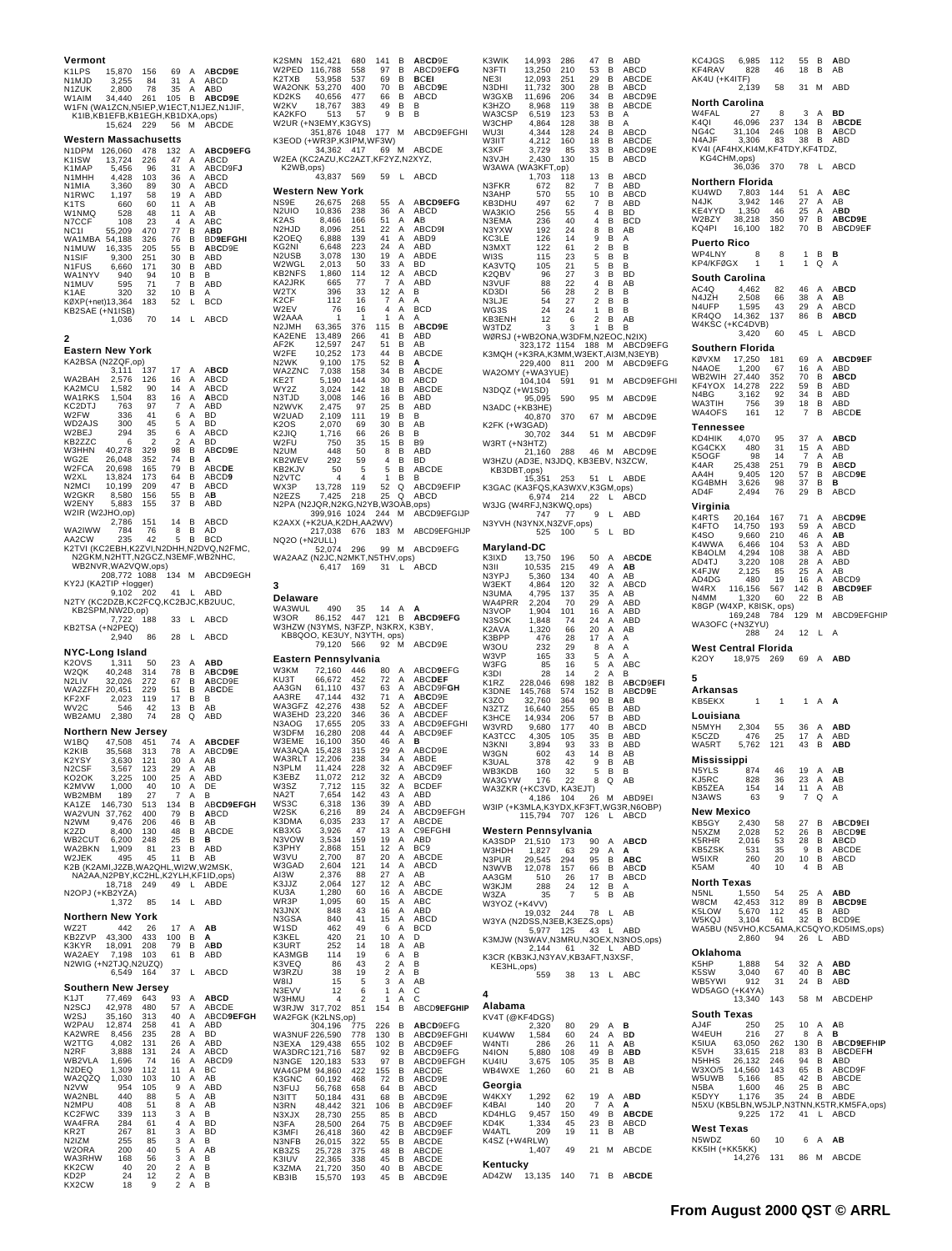### Vermont

| Call | Score | QSOs | Mults | Class | Bands |
|---|---|---|---|---|---|
| K1LPS | 15,870 | 156 | 69 | A | ABCD9E |
| N1MJD | 3,255 | 84 | 31 | A | ABCD |
| N1ZUK | 2,800 | 78 | 35 | A | ABD |
| W1AIM | 34,440 | 261 | 105 | B | ABCD9E |

W1FN (WA1ZCN,N5IEP,W1ECT,N1JEZ,N1JIF, K1IB,KB1EFB,KB1EGH,KB1DXA,ops)
15,624 229 56 M ABCDE

### Western Massachusetts

| Call | Score | QSOs | Mults | Class | Bands |
|---|---|---|---|---|---|
| N1DPM | 126,060 | 478 | 132 | A | ABCD9EFG |
| K1ISW | 13,724 | 226 | 47 | A | ABCD |
| K1MAP | 5,456 | 96 | 31 | A | ABCD9FJ |
| N1MHH | 4,428 | 103 | 36 | A | ABCD |
| N1MIA | 3,360 | 89 | 30 | A | ABCD |
| N1RWC | 1,197 | 58 | 19 | A | ABD |
| K1TS | 660 | 60 | 11 | A | AB |
| W1NMQ | 528 | 48 | 11 | A | AB |
| N7CCF | 108 | 23 | 4 | A | ABC |
| NC1I | 55,209 | 470 | 77 | B | ABD |
| WA1MBA | 54,188 | 326 | 76 | B | BD9EFGHI |
| N1MUW | 16,335 | 205 | 55 | B | ABCD9E |
| N1SIF | 9,300 | 251 | 30 | B | ABD |
| N1FUS | 6,660 | 171 | 30 | B | ABD |
| WA1NYV | 940 | 94 | 10 | B | B |
| N1MUV | 595 | 71 | 7 | B | ABD |
| K1AE | 320 | 32 | 10 | B | A |
| KØXP(+net) | 13,364 | 183 | 52 | L | BCD |

KB2SAE (+N1ISB)
1,036 70 14 L ABCD

## 2

### Eastern New York

KA2BSA (N2ZQF,op)
3,111 137 17 A ABCD

| Call | Score | QSOs | Mults | Class | Bands |
|---|---|---|---|---|---|
| WA2BAH | 2,576 | 126 | 16 | A | ABCD |
| KA2MCU | 1,582 | 90 | 14 | A | ABCD |
| WA1RKS | 1,504 | 83 | 16 | A | ABCD |
| KC2DTJ | 763 | 97 | 7 | A | ABD |
| W2FW | 336 | 41 | 6 | A | ABCD |
| WD2AJS | 300 | 45 | 5 | A | BD |
| W2BEJ | 294 | 35 | 6 | A | ABCD |
| KB2ZZC | 6 | 2 | 2 | A | BD |
| W3HHN | 40,278 | 329 | 98 | B | ABCD9E |
| WG2E | 26,048 | 352 | 74 | B | A |
| W2FCA | 20,698 | 165 | 79 | B | ABCDE |
| W2XL | 13,824 | 173 | 64 | B | ABCD9 |
| N2MCI | 10,199 | 209 | 47 | B | ABCD |
| W2GKR | 8,580 | 156 | 55 | B | AB |
| W2ENY | 5,883 | 155 | 37 | B | ABD |

W2IR (W2JHO,op)
2,786 151 14 B ABCD

| Call | Score | QSOs | Mults | Class | Bands |
|---|---|---|---|---|---|
| WA2IWW | 784 | 76 | 8 | B | AD |
| AA2CW | 235 | 42 | 5 | B | BCD |

K2TVI (KC2EBH,K2ZVI,N2DHH,N2DVQ,N2FMC, N2GKM,N2HTT,N2GCZ,N3EMF,WB2NHC, WB2NVR,WA2VQW,ops)
208,772 1088 134 M ABCD9EGH

KY2J (KA2TIP +logger)
9,102 202 41 L ABD

N2TY (KC2DZB,KC2FCQ,KC2BJC,KB2UUC, KB2SPM,NW2D,op)
7,722 188 33 L ABCD

KB2TSA (+N2PEQ)
2,940 86 28 L ABCD

### NYC-Long Island

| Call | Score | QSOs | Mults | Class | Bands |
|---|---|---|---|---|---|
| K2OVS | 1,311 | 50 | 23 | A | ABD |
| W2QK | 40,248 | 314 | 78 | B | ABCD9E |
| N2LIV | 32,026 | 272 | 67 | B | ABCD9E |
| WA2ZFH | 20,451 | 229 | 51 | B | ABCDE |
| KF2XF | 2,023 | 119 | 17 | B | B |
| WV2C | 546 | 42 | 13 | B | AB |
| WB2AMU | 2,380 | 74 | 28 | Q | ABD |

### Northern New Jersey

| Call | Score | QSOs | Mults | Class | Bands |
|---|---|---|---|---|---|
| W1BQ | 47,508 | 451 | 74 | A | ABCDEF |
| K2KIB | 35,568 | 313 | 78 | A | ABCD9E |
| K2YSY | 3,630 | 121 | 30 | A | AB |
| N2CSF | 3,567 | 123 | 29 | A | AB |
| KO2OK | 3,225 | 100 | 25 | A | ABD |
| K2MVW | 1,000 | 40 | 10 | A | DE |
| WB2MBM | 189 | 27 | 7 | A | B |
| KA1ZE | 146,730 | 513 | 134 | B | ABCD9EFGH |
| WA2VUN | 37,762 | 400 | 79 | B | ABCD |
| N2WM | 9,476 | 206 | 46 | B | AB |
| K2ZD | 8,400 | 130 | 48 | B | ABCDE |
| WB2CUT | 6,200 | 248 | 25 | B | B |
| WA2BKN | 1,909 | 81 | 23 | B | ABD |
| W2JEK | 495 | 45 | 11 | B | AB |

K2B (K2AMI,J2ZB,WA2QHL,WI2W,W2MSK, NA2AA,N2PBY,KC2HL,K2YLH,KF1ID,ops)
18,718 249 49 L ABDE

N2OPJ (+KB2YZA)
1,372 85 14 L ABD

### Northern New York

| Call | Score | QSOs | Mults | Class | Bands |
|---|---|---|---|---|---|
| WZ2T | 442 | 26 | 17 | A | AB |
| KB2ZVP | 43,300 | 433 | 100 | B | A |
| K3KYR | 18,091 | 208 | 79 | B | ABD |
| WA2AEY | 7,198 | 103 | 61 | B | ABD |

N2WIG (+N2TJQ,N2UZQ)
6,549 164 37 L ABCD

### Southern New Jersey

| Call | Score | QSOs | Mults | Class | Bands |
|---|---|---|---|---|---|
| K1JT | 77,469 | 643 | 93 | A | ABCD |
| N2SCJ | 42,978 | 480 | 57 | A | ABCDE |
| W2SJ | 35,160 | 313 | 40 | A | ABCD9EFGH |
| W2PAU | 12,874 | 258 | 41 | A | ABD |
| KA2WRE | 8,456 | 235 | 28 | A | BD |
| W2TTG | 4,082 | 131 | 26 | A | ABD |
| N2RF | 3,888 | 131 | 24 | A | ABCD |
| WB2VLA | 1,696 | 74 | 16 | A | ABCD9 |
| N2DEQ | 1,309 | 112 | 11 | A | BC |
| WA2QZQ | 1,030 | 103 | 10 | A | AB |
| N2VW | 954 | 105 | 9 | A | ABD |
| WA2NBL | 440 | 88 | 5 | A | AB |
| N2MPU | 408 | 51 | 8 | A | AB |
| KC2FWC | 339 | 113 | 3 | A | B |
| WA4FRA | 284 | 61 | 4 | A | BD |
| KR2T | 267 | 81 | 3 | A | BD |
| N2IZM | 255 | 85 | 3 | A | B |
| W2ORA | 200 | 40 | 5 | A | AB |
| WA3RHW | 168 | 56 | 3 | A | B |
| KK2CW | 40 | 20 | 2 | A | B |
| KD2P | 24 | 12 | 2 | A | B |
| KX2CW | 18 | 9 | 2 | A | B |
| K2SMN | 152,421 | 680 | 141 | B | ABCD9E |
| W2PED | 116,788 | 558 | 97 | B | ABCD9EFG |
| K2TXB | 53,958 | 537 | 69 | B | BCEI |
| WA2ONK | 53,270 | 400 | 70 | B | ABCD9E |
| KD2KS | 40,656 | 477 | 66 | B | ABCD |
| W2KV | 18,767 | 383 | 49 | B | B |
| KA2KFO | 513 | 57 | 9 | B | B |

W2UR (+N3EMY,K3GYS)
351,876 1048 177 M ABCD9EFGHI

K3EOD (+WR3P,K3IPM,WF3W)
34,362 417 69 M ABCDE

W2EA (KC2AZU,KC2AZT,KF2YZ,N2XYZ, K2WB,ops)
43,837 569 59 L ABCD

### Western New York

| Call | Score | QSOs | Mults | Class | Bands |
|---|---|---|---|---|---|
| NS9E | 26,675 | 268 | 55 | A | ABCD9EFG |
| N2UIO | 10,836 | 238 | 36 | A | ABCD |
| K2AS | 8,466 | 166 | 51 | A | AB |
| N2HJD | 8,096 | 251 | 22 | A | ABCD9I |
| K2OEQ | 6,888 | 139 | 41 | A | ABD9 |
| KG2NI | 6,648 | 223 | 24 | A | ABD |
| N2USB | 3,078 | 130 | 19 | A | ABDE |
| W2WGL | 2,013 | 50 | 33 | A | BD |
| KB2NFS | 1,860 | 114 | 12 | A | ABCD |
| KA2JRK | 665 | 77 | 7 | A | ABD |
| W2TX | 396 | 33 | 12 | A | B |
| K2CF | 112 | 16 | 7 | A | A |
| W2EV | 76 | 16 | 4 | A | BCD |
| W2AAA | 1 | 1 | 1 | A | A |
| N2JMH | 63,365 | 376 | 115 | B | ABCD9E |
| KA2ENE | 13,489 | 266 | 41 | B | ABD |
| AF2K | 12,597 | 247 | 51 | B | AB |
| W2FE | 10,252 | 173 | 44 | B | ABCDE |
| N2WK | 9,100 | 175 | 52 | B | A |
| WA2ZNC | 7,038 | 158 | 34 | B | ABCDE |
| KE2T | 5,190 | 144 | 30 | B | ABCD |
| WY2Z | 3,024 | 142 | 18 | B | ABCDE |
| N3TJD | 3,008 | 146 | 16 | B | ABD |
| N2WVK | 2,475 | 97 | 25 | B | ABD |
| W2UAD | 2,109 | 111 | 19 | B | B |
| K2OS | 2,070 | 69 | 30 | B | AB |
| K2JIQ | 1,716 | 66 | 26 | B | B |
| W2FU | 750 | 35 | 15 | B | B9 |
| N2UM | 448 | 50 | 8 | B | ABD |
| KB2WEV | 292 | 59 | 4 | B | BD |
| KB2KJV | 50 | 5 | 5 | B | ABCDE |
| N2VTC | 4 | 4 | 1 | B | B |
| WX3P | 13,728 | 119 | 52 | Q | ABCD9EFIP |
| N2EZS | 7,425 | 218 | 25 | Q | ABCD |

N2PA (N2JQR,N2KG,N2YB,W3OAB,ops)
399,916 1024 244 M ABCD9EFGIJP

K2AXX (+K2UA,K2DH,AA2WV)
217,038 676 183 M ABCD9EFGHIJP

NQ2O (+N2ULL)
52,074 296 99 M ABCD9EFG

WA2AAZ (N2JC,N2MKT,N5THV,ops)
6,417 169 31 L ABCD

## 3

### Delaware

| Call | Score | QSOs | Mults | Class | Bands |
|---|---|---|---|---|---|
| WA3WUL | 490 | 35 | 14 | A | A |
| W3OR | 86,152 | 447 | 121 | B | ABCD9EFG |

W3HZW (N3YMS, N3FZP, N3KRX, K3BY, KB8QOO, KE3UY, N3YTH, ops)
79,120 566 92 M ABCD9E

### Eastern Pennsylvania

| Call | Score | QSOs | Mults | Class | Bands |
|---|---|---|---|---|---|
| W3KM | 72,160 | 446 | 80 | A | ABCD9EFG |
| KU3T | 66,672 | 452 | 72 | A | ABCDEF |
| AA3GN | 61,110 | 437 | 63 | A | ABCD9FGH |
| AA3RE | 47,144 | 432 | 71 | A | ABCD9E |
| WA3GFZ | 42,276 | 438 | 52 | A | ABCDEF |
| WA3EHD | 23,220 | 346 | 36 | A | ABCDEF |
| N3AOG | 17,655 | 205 | 33 | A | ABCD9EFGHI |
| W3DFM | 16,280 | 208 | 44 | A | ABCD9EF |
| W3EME | 16,100 | 350 | 46 | A | B |
| WA3QAA | 15,428 | 315 | 29 | A | ABCD9E |
| WA3RLT | 12,206 | 238 | 34 | A | ABDE |
| N3PLM | 11,424 | 228 | 32 | A | ABCD9EF |
| K3EBZ | 11,072 | 212 | 32 | A | ABCD9 |
| W3SZ | 7,712 | 115 | 32 | A | BCDEF |
| NA2T | 7,654 | 142 | 43 | A | ABD |
| WS3C | 6,318 | 136 | 39 | A | ABD |
| W2SK | 6,216 | 89 | 24 | A | ABCD9EFGH |
| K3DMA | 6,035 | 233 | 17 | A | ABCDE |
| KB3XG | 3,926 | 47 | 13 | A | C9EFGHI |
| N3VOW | 3,534 | 159 | 19 | A | ABD |
| K3PHY | 2,868 | 151 | 12 | A | BC9 |
| W3VU | 2,700 | 87 | 20 | A | ABCDE |
| W3GAD | 2,604 | 121 | 14 | A | ABCD |
| AI3W | 2,376 | 88 | 27 | A | AB |
| K3JJZ | 2,064 | 127 | 12 | A | ABC |
| KU3A | 1,280 | 60 | 16 | A | ABCDE |
| WR3P | 1,095 | 60 | 15 | A | ABC |
| N3JNX | 848 | 43 | 16 | A | ABD |
| N3GSA | 840 | 41 | 15 | A | ABCD |
| W1SD | 462 | 49 | 6 | A | BCD |
| K3KEL | 420 | 21 | 10 | A | D |
| K3URT | 252 | 14 | 18 | A | AB |
| KA3MGB | 114 | 19 | 6 | A | B |
| K3VEQ | 86 | 43 | 2 | A | B |
| W3RZU | 38 | 19 | 2 | A | B |
| W8IJ | 15 | 5 | 3 | A | AB |
| N3EVV | 12 | 6 | 1 | A | C |
| W3HMU | 4 | 2 | 1 | A | C |
| W3RJW | 317,702 | 851 | 154 | B | ABCD9EFGHIP |

WA2FGK (K2LNS,op)
304,196 775 226 B ABCD9EFG

| Call | Score | QSOs | Mults | Class | Bands |
|---|---|---|---|---|---|
| WA3NUF | 226,590 | 778 | 130 | B | ABCD9EFGHI |
| N3EXA | 129,438 | 655 | 102 | B | ABCD9EF |
| WA3DRC | 121,716 | 587 | 92 | B | ABCD9EFG |
| N3NGE | 120,183 | 533 | 97 | B | ABCD9EFGH |
| WA4GPM | 94,860 | 422 | 155 | B | ABCDE |
| K3GNC | 60,192 | 468 | 72 | B | ABCD9E |
| N3FUJ | 56,768 | 658 | 64 | B | ABCD |
| N3ITT | 50,184 | 431 | 68 | B | ABCD9E |
| N3RN | 48,442 | 321 | 106 | B | ABCD9EF |
| N3XJX | 28,730 | 255 | 85 | B | ABCD |
| N3FA | 28,500 | 264 | 75 | B | ABCD9EF |
| K3MFI | 26,418 | 360 | 42 | B | ABCD9EF |
| N3NFB | 26,015 | 322 | 55 | B | ABCDE |
| KB3ZS | 25,728 | 375 | 48 | B | ABCDE |
| K3IUV | 22,365 | 338 | 45 | B | ABCDE |
| K3ZMA | 21,720 | 350 | 40 | B | ABCDE |
| KB3IB | 15,570 | 193 | 45 | B | ABCD9E |
| K3WIK | 14,993 | 286 | 47 | B | ABD |
| N3FTI | 13,250 | 210 | 53 | B | ABCD |
| NE3I | 12,093 | 251 | 29 | B | ABCDE |
| N3DHI | 11,732 | 300 | 28 | B | ABCD |
| W3GXB | 11,696 | 206 | 34 | B | ABCD9E |
| K3HZO | 8,968 | 119 | 38 | B | ABCDE |
| WA3CSP | 6,519 | 123 | 53 | B | A |
| W3CHP | 4,864 | 128 | 38 | B | A |
| WU3I | 4,344 | 128 | 24 | B | ABCD |
| W3IIT | 4,212 | 160 | 18 | B | ABCDE |
| K3XF | 3,729 | 85 | 33 | B | ABCD9E |
| N3VJH | 2,430 | 130 | 15 | B | ABCD |

W3AWA (WA3KFT,op)
1,703 118 13 B ABCD

| Call | Score | QSOs | Mults | Class | Bands |
|---|---|---|---|---|---|
| N3FKR | 672 | 82 | 7 | B | ABD |
| N3AHP | 570 | 55 | 10 | B | ABCD |
| KB3DHU | 497 | 62 | 7 | B | ABD |
| WA3KIO | 256 | 55 | 4 | B | BD |
| N3EMA | 236 | 40 | 4 | B | BCD |
| N3YXW | 192 | 24 | 8 | B | AB |
| KC3LE | 126 | 14 | 9 | B | A |
| N3MXT | 122 | 61 | 2 | B | B |
| WI3S | 115 | 23 | 5 | B | B |
| KA3VTQ | 105 | 21 | 5 | B | B |
| K2QBV | 96 | 27 | 3 | B | BD |
| N3VUF | 88 | 22 | 4 | B | AB |
| KD3DI | 56 | 28 | 2 | B | B |
| N3LJE | 54 | 27 | 2 | B | B |
| WG3S | 24 | 24 | 1 | B | B |
| KB3ENH | 12 | 6 | 2 | B | AB |
| W3TDZ | 3 | 3 | 1 | B | B |

WØRSJ (+WB2ONA,W3DFM,N2EOC,N2IX)
323,172 1154 188 M ABCD9EFG

K3MQH (+K3RA,K3MM,W3EKT,AI3M,N3EYB)
229,400 811 200 M ABCD9EFG

WA2OMY (+WA3YUE)
104,104 591 91 M ABCD9EFGHI

N3DQZ (+W1SD)
95,095 590 95 M ABCD9E

N3ADC (+KB3HE)
40,870 370 67 M ABCD9E

K2FK (+W3GAD)
30,702 344 51 M ABCD9F

W3RT (+N3HTZ)
21,160 288 46 M ABCD9E

W3HZU (AD3E, N3JDQ, KB3EBV, N3ZCW, KB3DBT,ops)
15,351 253 51 L ABDE

K3GAC (KA3FQS,KA3WXV,K3GM,ops)
6,974 214 22 L ABCD

W3JG (W4RFJ,N3KWQ,ops)
747 77 9 L ABD

N3YVH (N3YNX,N3ZVF,ops)
525 100 5 L BD

### Maryland-DC

| Call | Score | QSOs | Mults | Class | Bands |
|---|---|---|---|---|---|
| K3IXD | 13,750 | 196 | 50 | A | ABCDE |
| N3II | 10,535 | 215 | 49 | A | AB |
| N3YPJ | 5,360 | 134 | 40 | A | AB |
| W3EKT | 4,864 | 120 | 32 | A | ABCD |
| N3UMA | 4,795 | 137 | 35 | A | AB |
| WA4PRR | 2,204 | 70 | 29 | A | ABD |
| N3VOP | 1,904 | 101 | 16 | A | ABD |
| N3SOK | 1,848 | 74 | 24 | A | ABD |
| K2AVA | 1,320 | 66 | 20 | A | AB |
| K3BPP | 476 | 28 | 17 | A | A |
| W3OU | 232 | 29 | 8 | A | A |
| W3VP | 165 | 33 | 5 | A | A |
| W3FG | 85 | 16 | 5 | A | ABC |
| K3DI | 28 | 14 | 2 | A | B |
| K1RZ | 228,046 | 698 | 182 | B | ABCD9EFI |
| K3DNE | 145,768 | 574 | 152 | B | ABCD9E |
| K3ZO | 32,760 | 364 | 90 | B | AB |
| N3ZTZ | 16,640 | 255 | 65 | B | ABD |
| K3HCE | 14,934 | 206 | 57 | B | ABD |
| W3VRD | 9,680 | 177 | 40 | B | ABCD |
| KA3TCC | 4,305 | 105 | 35 | B | ABD |
| N3KNI | 3,894 | 93 | 33 | B | ABD |
| W3GN | 602 | 43 | 14 | B | AB |
| K3UAL | 378 | 42 | 9 | B | AB |
| WB3KDB | 160 | 32 | 5 | B | B |
| WA3GYW | 176 | 22 | 8 | Q | AB |

WA3ZKR (+KC3VD, KA3EJT)
4,186 104 26 M ABD9EI

W3IP (+K3MLA,K3YDX,KF3FT,WG3R,N6OBP)
115,794 707 126 L ABCD

### Western Pennsylvania

| Call | Score | QSOs | Mults | Class | Bands |
|---|---|---|---|---|---|
| KA3SDP | 21,510 | 173 | 90 | A | ABCD |
| W3HDH | 1,827 | 63 | 29 | A | A |
| N3PUR | 29,545 | 294 | 95 | B | ABC |
| N3WVB | 12,078 | 157 | 66 | B | ABCD |
| AA3GM | 510 | 26 | 17 | B | ABCD |
| W3KJM | 288 | 24 | 12 | B | A |
| W3ZA | 35 | 7 | 5 | B | AB |

W3YOZ (+K4VV)
19,032 244 78 L AB

W3YA (N2DSS,N3EB,K3EZS,ops)
5,977 125 43 L ABD

K3MJW (N3WAV,N3MRU,N3OEX,N3NOS,ops)
2,144 61 32 L ABD

K3CR (KB3KJ,N3YAV,KB3AFT,N3XSF, KE3HL,ops)
559 38 13 L ABC

## 4

### Alabama

KV4T (@KF4DGS)
2,320 80 29 A B

| Call | Score | QSOs | Mults | Class | Bands |
|---|---|---|---|---|---|
| KU4WW | 1,584 | 60 | 24 | A | BD |
| W4NTI | 286 | 26 | 11 | A | AB |
| N4ION | 5,880 | 108 | 49 | B | ABD |
| KU4IU | 3,675 | 105 | 35 | B | AB |
| WB4WXE | 1,260 | 60 | 21 | B | AB |

### Georgia

| Call | Score | QSOs | Mults | Class | Bands |
|---|---|---|---|---|---|
| W4KXY | 1,292 | 62 | 19 | A | ABD |
| K4BAI | 140 | 20 | 7 | A | A |
| KD4HLG | 9,457 | 150 | 49 | B | ABCDE |
| KD4K | 1,334 | 45 | 23 | B | ABCD |
| W4ATL | 209 | 19 | 11 | B | AB |

K4SZ (+W4RLW)
1,407 49 21 M ABCDE

### Kentucky

| Call | Score | QSOs | Mults | Class | Bands |
|---|---|---|---|---|---|
| AD4ZW | 13,135 | 140 | 71 | B | ABCDE |
| KC4JGS | 6,985 | 112 | 55 | B | ABD |
| KF4RAV | 828 | 46 | 18 | B | AB |

AK4U (+K4ITF)
2,139 58 31 M ABD

### North Carolina

| Call | Score | QSOs | Mults | Class | Bands |
|---|---|---|---|---|---|
| W4FAL | 27 | 8 | 3 | A | BD |
| K4QI | 46,096 | 237 | 134 | B | ABCDE |
| NG4C | 31,104 | 246 | 108 | B | ABCD |
| N4AJF | 3,306 | 83 | 38 | B | ABD |

KV4I (AF4HX,KI4M,KF4TDY,KF4TDZ, KG4CHM,ops)
36,036 370 78 L ABCD

### Northern Florida

| Call | Score | QSOs | Mults | Class | Bands |
|---|---|---|---|---|---|
| KU4WD | 7,803 | 144 | 51 | A | ABC |
| N4JK | 3,942 | 146 | 27 | A | AB |
| KE4YYD | 1,350 | 46 | 25 | A | ABD |
| W2BZY | 38,218 | 350 | 97 | B | ABCD9E |
| KQ4PI | 16,100 | 182 | 70 | B | ABCD9EF |

### Puerto Rico

| Call | Score | QSOs | Mults | Class | Bands |
|---|---|---|---|---|---|
| WP4LNY | 8 | 8 | 1 | B | B |
| KP4/KFØGX | 1 | 1 | 1 | Q | A |

### South Carolina

| Call | Score | QSOs | Mults | Class | Bands |
|---|---|---|---|---|---|
| AC4Q | 4,462 | 82 | 46 | A | ABCD |
| N4JZH | 2,508 | 66 | 38 | A | AB |
| N4UFP | 1,595 | 43 | 29 | A | ABCD |
| KR4QO | 14,362 | 137 | 86 | B | ABCD |

W4KSC (+KC4DVB)
3,420 60 45 L ABCD

### Southern Florida

| Call | Score | QSOs | Mults | Class | Bands |
|---|---|---|---|---|---|
| KØVXM | 17,250 | 181 | 69 | A | ABCD9EF |
| N4AOE | 1,200 | 67 | 16 | A | ABD |
| WB2WIH | 27,440 | 352 | 70 | B | ABCD |
| KF4YOX | 14,278 | 222 | 59 | B | ABD |
| N4BG | 3,162 | 92 | 34 | B | ABD |
| WA3TIH | 756 | 39 | 18 | B | ABD |
| WA4OFS | 161 | 12 | 7 | B | ABCDE |

### Tennessee

| Call | Score | QSOs | Mults | Class | Bands |
|---|---|---|---|---|---|
| KD4HIK | 4,070 | 95 | 37 | A | ABCD |
| KG4CKX | 480 | 31 | 15 | A | ABD |
| K5OGF | 98 | 14 | 7 | A | AB |
| K4AR | 25,438 | 251 | 79 | B | ABCD |
| AA4H | 9,405 | 120 | 57 | B | ABCD9E |
| KG4BMH | 3,626 | 98 | 37 | B | B |
| AD4F | 2,494 | 76 | 29 | B | ABCD |

### Virginia

| Call | Score | QSOs | Mults | Class | Bands |
|---|---|---|---|---|---|
| K4RTS | 20,164 | 167 | 71 | A | ABCDE |
| K4FTO | 14,750 | 193 | 59 | A | ABCD |
| K4SO | 9,660 | 210 | 46 | A | AB |
| K4WWA | 6,466 | 104 | 53 | A | ABD |
| KB4OLM | 4,294 | 108 | 38 | A | ABD |
| AD4TJ | 3,220 | 108 | 28 | A | ABD |
| K4FJW | 2,125 | 85 | 25 | A | AB |
| AD4DG | 480 | 19 | 16 | A | ABCD9 |
| W4RX | 116,156 | 567 | 142 | B | ABCD9EF |
| N4MM | 1,320 | 60 | 22 | B | AB |

K8GP (W4XP, K8ISK, ops)
169,248 784 129 M ABCD9EFGHIP

WA3OFC (+N3ZYU)
288 24 12 L A

### West Central Florida

| Call | Score | QSOs | Mults | Class | Bands |
|---|---|---|---|---|---|
| K2OY | 18,975 | 269 | 69 | A | ABD |

## 5

### Arkansas

| Call | Score | QSOs | Mults | Class | Bands |
|---|---|---|---|---|---|
| KB5EKX | 1 | 1 | 1 | A | A |

### Louisiana

| Call | Score | QSOs | Mults | Class | Bands |
|---|---|---|---|---|---|
| N5MYH | 2,304 | 55 | 36 | A | ABD |
| K5CZD | 476 | 25 | 17 | A | ABD |
| WA5RT | 5,762 | 121 | 43 | B | ABD |

### Mississippi

| Call | Score | QSOs | Mults | Class | Bands |
|---|---|---|---|---|---|
| N5YLS | 874 | 46 | 19 | A | AB |
| KJ5RC | 828 | 36 | 23 | A | AB |
| KB5ZEA | 154 | 14 | 11 | A | AB |
| N3AWS | 63 | 9 | 7 | Q | A |

### New Mexico

| Call | Score | QSOs | Mults | Class | Bands |
|---|---|---|---|---|---|
| KB5GY | 2,430 | 58 | 27 | B | ABCD9EI |
| N5XZM | 2,028 | 52 | 26 | B | ABCD9E |
| K5RHR | 2,016 | 53 | 28 | B | ABCD |
| KB5ZSK | 531 | 35 | 9 | B | ABCDE |
| W5IXR | 260 | 20 | 10 | B | ABCD |
| K5AM | 40 | 10 | 4 | B | AB |

### North Texas

| Call | Score | QSOs | Mults | Class | Bands |
|---|---|---|---|---|---|
| N5NL | 1,550 | 54 | 25 | A | ABD |
| W8CM | 42,453 | 312 | 89 | B | ABCD9E |
| K5LOW | 5,670 | 112 | 45 | B | ABD |
| W5KQJ | 3,104 | 61 | 32 | B | BCD9E |

WA5BU (N5VHO,KC5AMA,KC5QYO,KD5IMS,ops)
2,860 94 26 L ABD

### Oklahoma

| Call | Score | QSOs | Mults | Class | Bands |
|---|---|---|---|---|---|
| K5HP | 1,888 | 54 | 32 | A | ABD |
| K5SW | 3,040 | 67 | 40 | B | ABC |
| WB5YWI | 912 | 31 | 24 | B | ABD |

WD5AGO (+K4YA)
13,340 143 58 M ABCDEHP

### South Texas

| Call | Score | QSOs | Mults | Class | Bands |
|---|---|---|---|---|---|
| AJ4F | 250 | 25 | 10 | A | AB |
| W4EUH | 216 | 27 | 8 | A | B |
| K5IUA | 63,050 | 262 | 130 | B | ABCD9EFHIP |
| K5VH | 33,615 | 218 | 83 | B | ABCDEFH |
| N5HHS | 26,132 | 246 | 94 | B | ABCD |
| W3XO/5 | 14,560 | 143 | 65 | B | ABCD9F |
| W5UWB | 5,166 | 85 | 42 | B | ABCDE |
| N5BA | 1,600 | 46 | 25 | B | ABC |
| K5DYY | 1,176 | 35 | 24 | B | ABDE |

N5XU (KB5LBN,W5JLP,N3TNN,K5TR,KM5FA,ops)
9,225 172 41 L ABCD

### West Texas

| Call | Score | QSOs | Mults | Class | Bands |
|---|---|---|---|---|---|
| N5WDZ | 60 | 10 | 6 | A | AB |

KK5IH (+KK5KK)
14,276 131 86 M ABCDE

**From August 2000 QST © ARRL**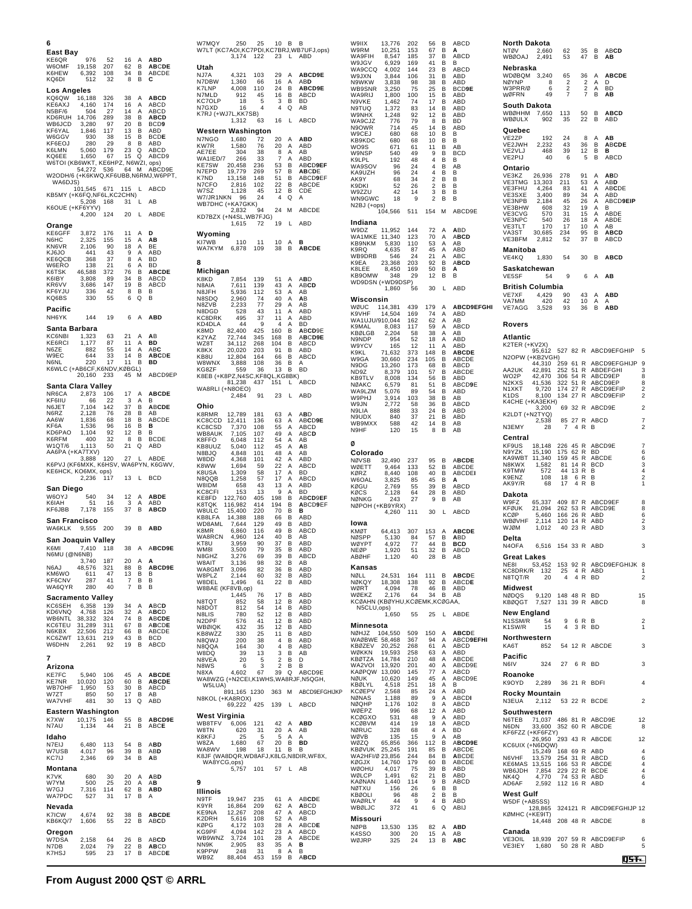## 6

### East Bay

| | | | | | |
|---|---|---|---|---|---|
| KE6QR | 976 | 52 | 16 | A | ABD |
| W6OMF | 19,158 | 207 | 62 | B | ABCDE |
| K6HEW | 6,392 | 108 | 34 | B | ABCDE |
| KQ6DI | 512 | 32 | 8 | B | C |

### Los Angeles

| | | | | | |
|---|---|---|---|---|---|
| KQ6QW | 16,188 | 326 | 38 | A | ABCD |
| KE6AXJ | 4,160 | 174 | 16 | A | ABCD |
| N5BF/6 | 504 | 27 | 14 | A | ABCD |
| KD6RUH | 14,706 | 289 | 38 | B | ABCD |
| WB6JCD | 3,280 | 97 | 20 | B | BCD9 |
| KF6YAL | 1,846 | 117 | 13 | B | ABD |
| W6GGV | 930 | 38 | 15 | B | BCDE |
| KF6EOJ | 280 | 29 | 8 | B | ABD |
| K6LMN | 5,060 | 179 | 23 | Q | ABCD |
| KQ6EE | 1,650 | 67 | 15 | Q | ABCD9 |

W6TOI (KB6WKT, KE6HPZ, N6WZI, ops) 54,272 536 64 M ABCD9E

W2ODH/6 (+K6KWQ,KF6UBB,N6RMJ,W6PPT, WA6DJS) 101,545 671 115 L ABCD

KB5MY (+K6FQ,NF6L,KC2CHN) 5,208 168 31 L AB

K6OUE (+KF6YYV) 4,200 124 20 L ABDE

### Orange

| | | | | | |
|---|---|---|---|---|---|
| KE6GFF | 3,872 | 176 | 11 | A | D |
| N6HC | 2,325 | 155 | 15 | A | AB |
| KN6VR | 2,106 | 90 | 18 | A | BE |
| KJ6JO | 441 | 43 | 9 | A | ABD |
| KE6QCB | 368 | 37 | 8 | A | BD |
| W6ERO | 138 | 21 | 6 | A | BD |
| K6TSK | 46,588 | 372 | 76 | B | ABCDE |
| K6IBY | 3,808 | 89 | 34 | B | ABCD |
| KR6VV | 3,686 | 147 | 19 | B | ABCD |
| KF6YJU | 336 | 42 | 8 | B | B |
| KQ6BS | 330 | 55 | 6 | Q | B |

### Pacific

| | | | | | |
|---|---|---|---|---|---|
| NH6YK | 144 | 19 | 6 | A | ABD |

### Santa Barbara

| | | | | | |
|---|---|---|---|---|---|
| KC6NBI | 1,323 | 63 | 21 | A | AB |
| KE6RCI | 1,177 | 87 | 11 | A | BD |
| N6ZE | 882 | 55 | 14 | A | ABC |
| W9EC | 644 | 33 | 14 | B | ABCDE |
| N6NL | 220 | 17 | 11 | B | BD |

K6WLC (+AB6CF,K6NDV,KØBGL) 20,160 233 45 M ABCD9EP

### Santa Clara Valley

| | | | | | |
|---|---|---|---|---|---|
| NR6CA | 2,873 | 106 | 17 | A | ABCDE |
| KF6IIU | 66 | 22 | 3 | A | B |
| N6JET | 7,104 | 142 | 37 | B | ABCDE |
| N6RZ | 2,128 | 76 | 28 | B | AB |
| AA6W | 1,836 | 68 | 18 | B | ABCDE |
| KF6A | 1,536 | 96 | 16 | B | B |
| KD6PAO | 1,104 | 92 | 12 | B | B |
| K6RFM | 400 | 32 | 8 | B | BCDE |
| W1QT/6 | 1,113 | 50 | 21 | Q | ABD |

AA6PA (+KA7TXV) 3,888 120 27 L ABDE

K6PVJ (KF6MXK, K6HSV, WA6PYN, K6GWV, KE6HCK, KO6MX, ops) 2,236 117 13 L BCD

### San Diego

| | | | | | |
|---|---|---|---|---|---|
| W6OYJ | 540 | 34 | 12 | A | ABDE |
| K6IAH | 51 | 16 | 3 | A | ABD |
| KF6JBB | 7,178 | 155 | 37 | B | ABCD |

### San Francisco

| | | | | | |
|---|---|---|---|---|---|
| WA6KLK | 9,555 | 200 | 39 | B | ABD |

### San Joaquin Valley

| | | | | | |
|---|---|---|---|---|---|
| K6MI | 7,410 | 118 | 38 | A | ABCD9E |

N6MU (@N6NB) 3,740 187 20 A A

| | | | | | |
|---|---|---|---|---|---|
| N6AJ | 48,576 | 321 | 88 | B | ABCD9E |
| KM6WO | 611 | 47 | 13 | B | B |
| KF6CNV | 287 | 41 | 7 | B | B |
| WA6QYR | 280 | 40 | 7 | B | B |

### Sacramento Valley

| | | | | | |
|---|---|---|---|---|---|
| KC6SEH | 6,358 | 139 | 34 | A | ABCD |
| KD6VNQ | 4,768 | 126 | 32 | A | ABCD |
| WB6NTL | 38,332 | 324 | 74 | B | ABCDE |
| KC6TEU | 31,289 | 311 | 67 | B | ABCDE |
| N6KBX | 22,506 | 212 | 66 | B | ABCDE |
| KC6ZWT | 13,631 | 219 | 43 | B | BCD |
| W6DHN | 2,261 | 92 | 19 | B | ABCD |

## 7

### Arizona

| | | | | | |
|---|---|---|---|---|---|
| KE7FC | 5,940 | 106 | 45 | A | ABCDE |
| KE7NR | 10,020 | 120 | 60 | B | ABCDE |
| WB7OHF | 1,950 | 53 | 30 | B | ABCD |
| W7ZT | 850 | 50 | 17 | B | AB |
| WA7VHF | 481 | 30 | 13 | Q | ABD |

### Eastern Washington

| | | | | | |
|---|---|---|---|---|---|
| K7XW | 10,175 | 146 | 55 | B | ABCD9E |
| N7AU | 1,134 | 44 | 21 | B | ABCE |

### Idaho

| | | | | | |
|---|---|---|---|---|---|
| N7EIJ | 6,480 | 113 | 54 | B | ABD |
| W7USB | 4,017 | 96 | 39 | B | ABD |
| KC7IJ | 2,346 | 69 | 34 | B | AB |

### Montana

| | | | | | |
|---|---|---|---|---|---|
| K7VK | 680 | 30 | 20 | A | ABD |
| W7YM | 500 | 25 | 20 | A | AB |
| W7GJ | 7,316 | 114 | 62 | B | ABD |
| WA7PDC | 527 | 31 | 17 | B | A |

### Nevada

| | | | | | |
|---|---|---|---|---|---|
| K7ICW | 4,674 | 92 | 38 | B | ABCDE |
| KB6KQ/7 | 1,606 | 55 | 22 | B | ABCD |

### Oregon

| | | | | | |
|---|---|---|---|---|---|
| W7DSA | 2,158 | 64 | 26 | B | ABCD |
| N7DB | 2,024 | 79 | 22 | B | ABCD |
| K7HSJ | 595 | 23 | 17 | B | ABCDE |
| W7MQY | 250 | 25 | 10 | B | B |

W7LT (KC7AOI,KC7PDI,KC7BRJ,WB7UFJ,ops) 3,174 122 23 L ABD

### Utah

| | | | | | |
|---|---|---|---|---|---|
| NJ7A | 4,321 | 103 | 29 | A | ABCD9E |
| N7DBW | 1,360 | 66 | 16 | A | ABD |
| K7LNP | 4,008 | 110 | 24 | B | ABCD9E |
| N7MLD | 912 | 45 | 16 | B | ABCD |
| KC7OLP | 18 | 5 | 3 | B | BD |
| N7GXD | 16 | 4 | 4 | Q | AB |

K7RJ (+WJ7L,KK7SB) 1,312 63 16 L ABCD

### Western Washington

| | | | | | |
|---|---|---|---|---|---|
| N7NGO | 1,680 | 72 | 20 | A | ABD |
| KW7R | 1,580 | 76 | 20 | A | ABD |
| AE7EE | 304 | 38 | 8 | A | AB |
| WA1IED/7 | 266 | 33 | 7 | A | ABD |
| KE7SW | 20,458 | 236 | 53 | B | ABCD9EF |
| N7EPD | 19,779 | 269 | 57 | B | ABCDE |
| K7ND | 13,158 | 148 | 51 | B | ABCD9EF |
| N7CFO | 2,816 | 102 | 22 | B | ABCDE |
| W7SZ | 1,128 | 45 | 12 | B | CDE |
| W7/JR1NKN | 96 | 24 | 4 | Q | A |

WB7DHC (+KA7GKK) 2,832 94 24 M ABCDE

KD7BZX (+N4SL,WB7FJG) 1,615 72 19 L ABD

### Wyoming

| | | | | | |
|---|---|---|---|---|---|
| KI7WB | 110 | 11 | 10 | A | B |
| WA7KYM | 6,878 | 109 | 38 | B | ABCDE |

## 8

### Michigan

| | | | | | |
|---|---|---|---|---|---|
| K8KD | 7,854 | 139 | 51 | A | ABD |
| N8AIA | 7,611 | 139 | 43 | A | ABCD |
| N8JFH | 5,936 | 112 | 53 | A | AB |
| N8SDQ | 2,960 | 74 | 40 | A | AB |
| N8ZVB | 2,233 | 77 | 29 | A | AB |
| N8DGD | 528 | 43 | 11 | A | ABD |
| KC8DRK | 495 | 37 | 11 | A | ABD |
| KD4DLA | 44 | 9 | 4 | A | BD |
| K8MD | 82,400 | 425 | 160 | B | ABCD9E |
| K2YAZ | 72,744 | 345 | 168 | B | ABCD9E |
| WZ8T | 34,112 | 268 | 104 | B | ABCD |
| K8KX | 20,020 | 203 | 91 | B | ABD |
| KB8U | 12,804 | 164 | 66 | B | ABCD |
| W8WNX | 3,888 | 108 | 36 | B | A |
| KG8ZF | 559 | 36 | 13 | B | BD |

K8EB (+K8PZ,N4SC,KF8QL,KG8BK) 81,238 437 151 L ABCD

WA8RLI (+N8OEO) 2,484 91 23 L ABD

### Ohio

| | | | | | |
|---|---|---|---|---|---|
| K8RMR | 12,789 | 181 | 63 | A | ABD |
| KC8CCD | 12,411 | 136 | 63 | A | ABCD9E |
| KC8CSD | 7,370 | 108 | 55 | A | ABCD |
| WB8AUK | 7,105 | 107 | 49 | A | ABCD |
| K8FFO | 6,048 | 112 | 54 | A | AB |
| KB8UUZ | 5,040 | 112 | 45 | A | AB |
| N8BJQ | 4,848 | 101 | 48 | A | AB |
| W8DD | 4,368 | 101 | 42 | A | ABD |
| K8WW | 1,694 | 59 | 22 | A | ABCD |
| K8USA | 1,309 | 58 | 17 | A | BD |
| N8QQB | 1,258 | 57 | 17 | A | ABCD |
| W8IDM | 658 | 43 | 13 | A | ABD |
| KC8CFI | 153 | 13 | 9 | A | BD |
| KE8FD | 122,760 | 405 | 198 | B | ABCD9EF |
| K8TQK | 116,982 | 414 | 194 | B | ABCD9EF |
| W8ULC | 15,400 | 220 | 70 | B | B |
| KB8LFA | 14,388 | 188 | 66 | B | ABD |
| WD8AML | 7,644 | 129 | 49 | B | ABD |
| K8MR | 6,860 | 116 | 49 | B | ABCD |
| WA8RCN | 4,960 | 124 | 40 | B | AB |
| KT8U | 3,959 | 90 | 37 | B | ABD |
| WM8I | 3,500 | 79 | 35 | B | ABD |
| N8GHZ | 3,276 | 69 | 39 | B | ABCD |
| W8AIT | 3,136 | 98 | 32 | B | AB |
| WA8GMT | 3,096 | 82 | 36 | B | ABD |
| W8PLZ | 2,144 | 60 | 32 | B | ABD |
| W8DEL | 1,496 | 61 | 22 | B | ABD |

W8BAE (KF8VB,op) 1,445 76 17 B ABD

| | | | | | |
|---|---|---|---|---|---|
| N8TQT | 852 | 58 | 12 | B | ABD |
| N8DOT | 812 | 54 | 14 | B | ABD |
| N8LIS | 780 | 52 | 12 | B | ABD |
| N2DPF | 576 | 41 | 12 | B | ABD |
| WBØIQK | 432 | 35 | 12 | B | ABD |
| KB8WZZ | 330 | 25 | 11 | B | ABD |
| N8QWJ | 200 | 38 | 4 | B | ABD |
| N8QQA | 164 | 30 | 4 | B | ABD |
| W8DQ | 39 | 13 | 3 | B | AB |
| N8VEA | 20 | 5 | 2 | B | D |
| N8WS | 6 | 3 | 2 | B | B |
| N8XA | 4,602 | 67 | 39 | Q | ABCD9E |

WA8WZG (+N2CEI,K1WHS,WA8RJF,N5QGH, W5LUA) 891,165 1230 363 M ABCD9EFGHIJKP

N8KOL (+KA8ROX) 69,222 425 139 L ABCD

### West Virginia

| | | | | | |
|---|---|---|---|---|---|
| WB8TFV | 6,006 | 121 | 42 | A | ABD |
| W8TN | 620 | 31 | 20 | A | AB |
| K8KFJ | 25 | 5 | 5 | A | A |
| W8ZA | 1,680 | 67 | 20 | B | BD |
| WA8WV | 198 | 18 | 11 | B | B |

K8JF (WA8DQR,WD8AFJ,K8LG,N8DIR,WF8X, WA8YCG,ops) 5,757 101 57 L AB

## 9

### Illinois

| | | | | | |
|---|---|---|---|---|---|
| N9TF | 19,947 | 235 | 61 | A | ABCDE |
| K9YR | 16,864 | 209 | 62 | A | ABCD |
| KE9NA | 12,267 | 208 | 47 | A | ABCD |
| K2DRH | 5,616 | 108 | 52 | A | AB |
| KØPG | 4,172 | 103 | 28 | A | ABCDE |
| KG9PF | 4,094 | 142 | 23 | A | ABCD |
| WB9WNZ | 3,724 | 101 | 28 | A | ABCDE |
| NN9K | 2,905 | 83 | 35 | A | B |
| K9PPW | 248 | 31 | 8 | A | B |
| WB9Z | 88,404 | 453 | 159 | B | ABCD |
| W9IIX | 13,776 | 202 | 56 | B | ABCD |
| W9RM | 10,251 | 153 | 67 | B | A |
| WA9FIH | 8,547 | 185 | 37 | B | ABCD |
| W9JGV | 6,929 | 169 | 41 | B | B |
| WA9CCQ | 4,002 | 144 | 23 | B | ABCD |
| W9JXN | 3,844 | 106 | 31 | B | ABD |
| N9WKW | 3,838 | 98 | 38 | B | ABD |
| WB9SNR | 3,250 | 75 | 25 | B | BCD9E |
| WA9RIJ | 1,800 | 100 | 15 | B | ABD |
| N9VKE | 1,462 | 74 | 17 | B | ABD |
| N9TUQ | 1,372 | 83 | 14 | B | ABD |
| W9NHX | 1,248 | 92 | 12 | B | ABD |
| WA9CJZ | 776 | 79 | 8 | B | BD |
| N9OWR | 714 | 45 | 14 | B | ABD |
| W9CEJ | 680 | 68 | 10 | B | B |
| KB9KDC | 680 | 68 | 10 | B | B |
| WO9S | 671 | 61 | 11 | B | AB |
| W9NSP | 540 | 49 | 9 | B | BCD |
| K9LPL | 192 | 48 | 4 | B | B |
| WA9SOV | 96 | 24 | 4 | B | AB |
| KA9UZH | 96 | 24 | 4 | B | B |
| AK9Y | 68 | 34 | 2 | B | B |
| K9DKI | 52 | 26 | 2 | B | B |
| W9ZZU | 42 | 14 | 3 | B | B |
| WN9GWC | 18 | 9 | 2 | B | B |

N2BJ (+ops) 104,566 511 154 M ABCD9E

### Indiana

| | | | | | |
|---|---|---|---|---|---|
| W9DZ | 11,952 | 144 | 72 | A | ABD |
| WA1MKE | 11,340 | 123 | 70 | A | ABCD |
| KB9NKM | 5,830 | 110 | 53 | A | AB |
| K9RQ | 4,635 | 87 | 45 | A | ABD |
| WB9DRB | 546 | 24 | 21 | A | ABC |
| K9EA | 23,368 | 203 | 92 | B | ABCD |
| K8LEE | 8,450 | 169 | 50 | B | A |
| KB9OMW | 348 | 29 | 12 | B | B |

WD9DSN (+WD9DSP) 1,860 56 30 L ABD

### Wisconsin

| | | | | | |
|---|---|---|---|---|---|
| WØUC | 114,381 | 439 | 179 | A | ABCD9EFGHI |
| K9VHF | 14,504 | 169 | 74 | A | ABD |
| WA1UJU/9 | 10,044 | 162 | 62 | A | AB |
| K9MAL | 8,083 | 117 | 59 | A | ABCD |
| KBØLGB | 2,204 | 58 | 38 | A | AB |
| N9NDP | 954 | 52 | 18 | A | ABD |
| W9YCV | 165 | 12 | 11 | A | ABD |
| K9KL | 71,632 | 373 | 148 | B | ABCDE |
| W9GA | 30,660 | 234 | 105 | B | ABCDE |
| N9DG | 13,260 | 173 | 68 | B | ABCD |
| ND9Z | 8,379 | 101 | 57 | B | ABCDE |
| KB9TLV | 8,008 | 134 | 56 | B | ABD |
| NØAKC | 6,579 | 81 | 51 | B | ABCD9E |
| WA9LZM | 5,076 | 89 | 54 | B | ABD |
| W9PHJ | 3,914 | 103 | 38 | B | AB |
| W9JN | 2,772 | 58 | 36 | B | ABCD |
| N9LIA | 888 | 33 | 24 | B | ABD |
| N9UDX | 840 | 37 | 21 | B | ABD |
| WB9MXX | 588 | 42 | 14 | B | AB |
| N9HF | 120 | 15 | 8 | B | AB |

## Ø

### Colorado

| | | | | | |
|---|---|---|---|---|---|
| NØVSB | 32,490 | 237 | 95 | B | ABCDE |
| WØETT | 9,464 | 133 | 52 | B | ABCDE |
| KØRZ | 8,440 | 108 | 40 | B | ABCDEI |
| W6OAL | 3,825 | 85 | 45 | B | A |
| KØGU | 2,769 | 55 | 39 | B | ABCD |
| KØCS | 2,128 | 64 | 28 | B | ABD |
| NØNKG | 243 | 27 | 9 | B | AB |

NØPOH (+KB9YRX) 4,260 111 30 L ABCD

### Iowa

| | | | | | |
|---|---|---|---|---|---|
| KMØT | 64,413 | 307 | 153 | A | ABCDE |
| NØSPP | 5,130 | 84 | 57 | B | ABD |
| WØYPT | 4,972 | 77 | 44 | B | BCD |
| NEØP | 1,920 | 51 | 32 | B | ABCD |
| ABØHF | 1,120 | 40 | 28 | B | AB |

### Kansas

| | | | | | |
|---|---|---|---|---|---|
| NØLL | 24,531 | 164 | 111 | B | ABCDE |
| NØKQY | 18,308 | 138 | 92 | B | ABCDE |
| WØRT | 4,094 | 78 | 46 | B | ABD |
| WØEKZ | 2,176 | 64 | 34 | B | AB |

KCØAHN (KBØYHU,KCØEMK,KCØGAA, N5CLU,ops) 1,650 55 25 L ABDE

### Minnesota

| | | | | | |
|---|---|---|---|---|---|
| NØHJZ | 104,550 | 509 | 150 | A | ABCDE |
| WAØBWE | 58,468 | 367 | 94 | A | ABCD9EFHI |
| KBØZEV | 20,252 | 268 | 61 | A | ABCD |
| WØKKN | 19,593 | 258 | 63 | A | ABD |
| KBØTZA | 14,784 | 210 | 48 | A | ABCDE |
| WA2VOI | 13,920 | 201 | 40 | A | ABCD9E |
| KAØPQW | 13,090 | 145 | 77 | A | ABCD |
| NØUK | 10,620 | 149 | 45 | A | ABCD9E |
| KBØLYL | 4,518 | 251 | 18 | A | B |
| KCØEPV | 2,568 | 85 | 24 | A | ABD |
| NØNAS | 1,188 | 89 | 9 | A | ABCDI |
| NØQHP | 1,176 | 102 | 8 | A | ABCD |
| WØEPZ | 996 | 68 | 12 | A | ABD |
| KCØGXO | 531 | 48 | 9 | A | ABD |
| KCØBVM | 414 | 19 | 18 | A | ABCD |
| NØRUC | 328 | 68 | 4 | A | BD |
| WØVB | 135 | 15 | 9 | A | AB |
| WØZQ | 65,856 | 366 | 112 | B | ABCD9E |
| KBØVUK | 25,245 | 191 | 85 | B | ABCDE |
| WA2HFI/Ø | 23,856 | 244 | 84 | B | ABCDE |
| KØGJX | 14,760 | 179 | 60 | B | ABCDE |
| WØOHU | 4,017 | 75 | 39 | B | ABD |
| WØLCP | 1,491 | 62 | 21 | B | ABD |
| KAØNAN | 1,440 | 114 | 9 | B | ABCD |
| NØTXU | 156 | 26 | 6 | B | B |
| KBØOLI | 96 | 48 | 2 | B | B |
| WAØRLY | 44 | 9 | 4 | B | ABD |
| WBØLJC | 372 | 41 | 6 | Q | ABIJ |

### Missouri

| | | | | | |
|---|---|---|---|---|---|
| NØPB | 13,530 | 135 | 82 | A | ABD |
| K4SSO | 300 | 20 | 15 | A | AB |
| WØJRP | 325 | 24 | 13 | B | ABC |

### North Dakota

| | | | | | |
|---|---|---|---|---|---|
| NTØV | 2,660 | 62 | 35 | B | ABCD |
| WBØOAJ | 2,491 | 53 | 47 | B | AB |

### Nebraska

| | | | | | |
|---|---|---|---|---|---|
| WDØBQM | 3,240 | 65 | 36 | A | ABCDE |
| NØYNP | 8 | 2 | 2 | A | D |
| W3PRR/Ø | 6 | 2 | 2 | A | BD |
| WØFRN | 49 | 7 | 7 | B | AB |

### South Dakota

| | | | | | |
|---|---|---|---|---|---|
| WBØHHM | 7,650 | 113 | 50 | B | ABCD |
| WBØULX | 902 | 35 | 22 | B | ABD |

### Quebec

| | | | | | |
|---|---|---|---|---|---|
| VE2ZP | 192 | 24 | 8 | A | AB |
| VE2JWH | 2,232 | 43 | 36 | B | ABCDE |
| VE2VLJ | 468 | 39 | 12 | B | B |
| VE2PIJ | 40 | 6 | 5 | B | ABCD |

### Ontario

| | | | | | |
|---|---|---|---|---|---|
| VE3KZ | 26,936 | 278 | 91 | A | ABD |
| VE3TMG | 13,303 | 211 | 53 | A | ABD |
| VE3FHU | 4,264 | 83 | 41 | A | ABCDE |
| VE3SXE | 3,400 | 89 | 34 | A | ABD |
| VE3NPB | 2,184 | 45 | 26 | A | ABCD9EIP |
| VE3BHW | 608 | 32 | 19 | A | B |
| VE3CVG | 570 | 31 | 15 | A | ABDE |
| VE3NPC | 540 | 26 | 18 | A | ABDE |
| VE3TLT | 170 | 17 | 10 | A | AB |
| VA3ST | 30,685 | 234 | 95 | B | ABCD |
| VE3BFM | 2,812 | 52 | 37 | B | ABCD |

### Manitoba

| | | | | | |
|---|---|---|---|---|---|
| VE4KQ | 1,830 | 54 | 30 | B | ABCD |

### Saskatchewan

| | | | | | |
|---|---|---|---|---|---|
| VE5SF | 54 | 9 | 6 | A | AB |

### British Columbia

| | | | | | |
|---|---|---|---|---|---|
| VE7XF | 4,429 | 90 | 43 | A | ABD |
| VA7MM | 420 | 42 | 10 | A | A |
| VE7AGG | 3,528 | 93 | 36 | B | ABD |

## Rovers

### Atlantic

K2TER (+KV2X) 95,612 527 82 R ABCD9EFGHIP 5

N2OPW (+KB2VGH) 44,310 259 61 R ABCD9EFGHIJP 9

| | | | | | | |
|---|---|---|---|---|---|---|
| AA2UK | 42,891 | 252 | 51 | R | ABDEFGHI | 3 |
| WO2P | 42,470 | 306 | 54 | R | ABCD9EP | 8 |
| N2KXS | 41,536 | 322 | 51 | R | ABCD9EP | 8 |
| N1XKT | 9,720 | 174 | 27 | R | ABCD9EFIP | 2 |
| K1DS | 8,100 | 134 | 27 | R | ABCD9EFIP | 2 |

K4CHE (+KA3EKH) 3,200 69 32 R ABCD9E 2

K2LDT (+N2TYQ) 2,538 85 27 R ABCD 7

| | | | | | | |
|---|---|---|---|---|---|---|
| N3EMY | 28 | 7 | 4 | R | B | 2 |

### Central

| | | | | | | |
|---|---|---|---|---|---|---|
| KF9US | 18,148 | 226 | 45 | R | ABCD9E | 7 |
| N9YZK | 15,190 | 175 | 62 | R | BD | 6 |
| KA9WBT | 11,340 | 159 | 45 | R | ABCDE | 6 |
| N8KWX | 1,582 | 81 | 14 | R | BCD | 3 |
| K9TMW | 572 | 44 | 13 | R | B | 4 |
| K9ENZ | 108 | 18 | 6 | R | B | 2 |
| AK9Y/R | 68 | 17 | 4 | R | B | 1 |

### Dakota

| | | | | | | |
|---|---|---|---|---|---|---|
| W9FZ | 65,337 | 409 | 87 | R | ABCD9EF | 8 |
| KFØUK | 21,094 | 262 | 53 | R | ABCD9E | 8 |
| KCØP | 5,460 | 166 | 26 | R | ABD | 6 |
| WBØVHF | 2,114 | 120 | 14 | R | ABD | 2 |
| WJØM | 1,012 | 40 | 23 | R | ABD | 3 |

### Delta

| | | | | | | |
|---|---|---|---|---|---|---|
| N4OFA | 6,516 | 154 | 33 | R | ABD | 3 |

### Great Lakes

| | | | | | | |
|---|---|---|---|---|---|---|
| NE8I | 53,452 | 153 | 92 | R | ABCD9EFGHIJK | 8 |
| KC8DRK/R | 132 | 25 | 4 | R | ABD | 1 |
| N8TQT/R | 20 | 4 | 4 | R | BD | 2 |

### Midwest

| | | | | | | |
|---|---|---|---|---|---|---|
| NØDQS | 9,120 | 148 | 48 | R | BD | 15 |
| KBØQGT | 7,527 | 131 | 39 | R | ABCD | 8 |

### New England

| | | | | | | |
|---|---|---|---|---|---|---|
| N1SSM/R | 54 | 9 | 6 | R | B | 2 |
| K1SW/R | 15 | 4 | 3 | R | BD | 1 |

### Northwestern

| | | | | | | |
|---|---|---|---|---|---|---|
| KA6T | 852 | 54 | 12 | R | ABCDE | 3 |

### Pacific

| | | | | | | |
|---|---|---|---|---|---|---|
| N6IV | 324 | 27 | 6 | R | BD | 3 |

### Roanoke

| | | | | | | |
|---|---|---|---|---|---|---|
| K9OYD | 2,289 | 36 | 21 | R | BDFI | 4 |

### Rocky Mountain

| | | | | | | |
|---|---|---|---|---|---|---|
| N3EUA | 2,112 | 53 | 22 | R | BCDE | 2 |

### Southwestern

| | | | | | | |
|---|---|---|---|---|---|---|
| N6TEB | 71,037 | 486 | 81 | R | ABCD9E | 12 |
| N6DN | 33,600 | 352 | 60 | R | ABCDE | 8 |

KF6FZZ (+KF6FZY) 26,950 293 43 R ABCDE 12

KC6UIX (+N6DQW) 15,249 168 69 R ABD 4

| | | | | | | |
|---|---|---|---|---|---|---|
| N6VHF | 13,579 | 254 | 31 | R | ABCD | 6 |
| KE6MAS | 13,515 | 166 | 53 | R | ABCDE | 4 |
| WB6JDH | 7,854 | 229 | 22 | R | BCDE | 4 |
| NK4Q | 4,770 | 74 | 53 | R | ABD | 6 |
| AD6AF | 2,592 | 112 | 16 | R | ABD | 4 |

### West Gulf

W5DF (+AB5SS) 128,865 324 121 R ABCD9EFGHIJP 12

KØMHC (+KE9IT) 14,448 208 48 R ABCDE 8

### Canada

| | | | | | | |
|---|---|---|---|---|---|---|
| VE3OIL | 18,939 | 207 | 59 | R | ABCD9EFIP | 6 |
| VE3IEY | 1,680 | 50 | 28 | R | ABD | 5 |

**From August 2000 QST © ARRL**